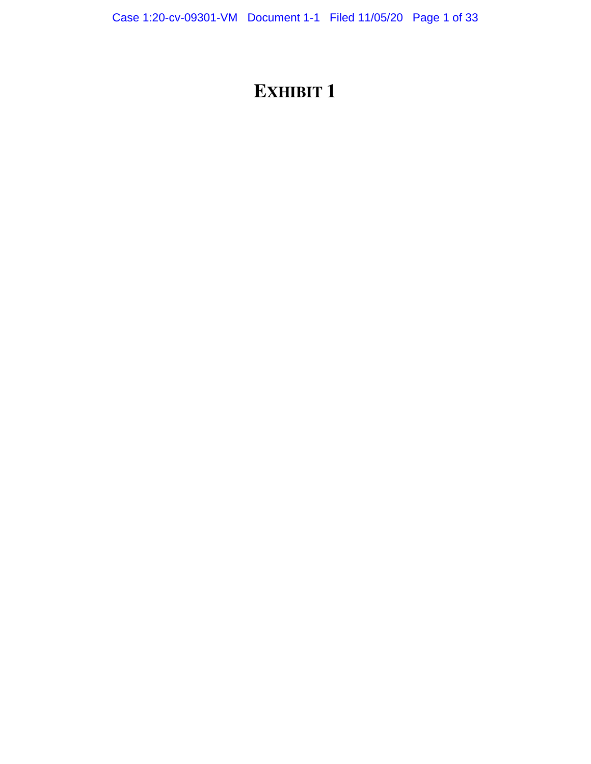# EXHIBIT 1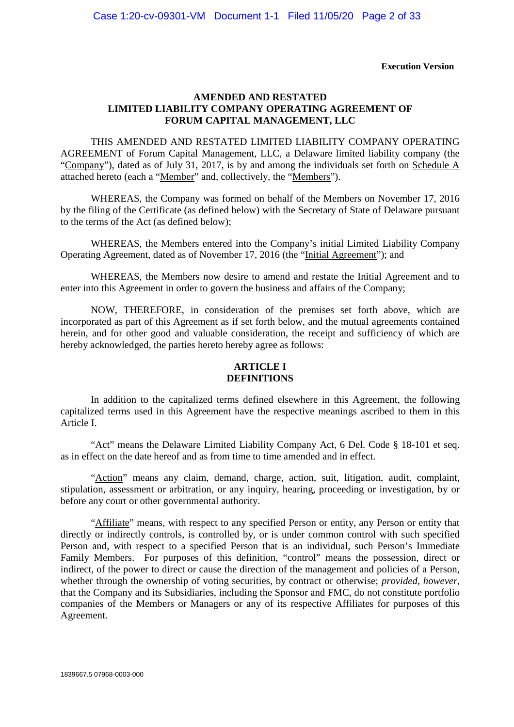**Execution Version**

# AMENDED AND RESTATED LIMITED LIABILITY COMPANY OPERATING AGREEMENT OF FORUM CAPITAL MANAGEMENT, LLC

THIS AMENDED AND RESTATED LIMITED LIABILITY COMPANY OPERATING AGREEMENT of Forum Capital Management, LLC, a Delaware limited liability company (the "Company"), dated as of July 31, 2017, is by and among the individuals set forth on Schedule A attached hereto (each a "Member" and, collectively, the "Members").

WHEREAS, the Company was formed on behalf of the Members on November 17, 2016 by the filing of the Certificate (as defined below) with the Secretary of State of Delaware pursuant to the terms of the Act (as defined below);

WHEREAS, the Members entered into the Company's initial Limited Liability Company Operating Agreement, dated as of November 17, 2016 (the "Initial Agreement"); and

WHEREAS, the Members now desire to amend and restate the Initial Agreement and to enter into this Agreement in order to govern the business and affairs of the Company;

NOW, THEREFORE, in consideration of the premises set forth above, which are incorporated as part of this Agreement as if set forth below, and the mutual agreements contained herein, and for other good and valuable consideration, the receipt and sufficiency of which are hereby acknowledged, the parties hereto hereby agree as follows:

## ARTICLE I DEFINITIONS

In addition to the capitalized terms defined elsewhere in this Agreement, the following capitalized terms used in this Agreement have the respective meanings ascribed to them in this Article I.

"Act" means the Delaware Limited Liability Company Act, 6 Del. Code § 18-101 et seq. as in effect on the date hereof and as from time to time amended and in effect.

"Action" means any claim, demand, charge, action, suit, litigation, audit, complaint, stipulation, assessment or arbitration, or any inquiry, hearing, proceeding or investigation, by or before any court or other governmental authority.

"Affiliate" means, with respect to any specified Person or entity, any Person or entity that directly or indirectly controls, is controlled by, or is under common control with such specified Person and, with respect to a specified Person that is an individual, such Person's Immediate Family Members. For purposes of this definition, "control" means the possession, direct or indirect, of the power to direct or cause the direction of the management and policies of a Person, whether through the ownership of voting securities, by contract or otherwise; *provided*, *however*, that the Company and its Subsidiaries, including the Sponsor and FMC, do not constitute portfolio companies of the Members or Managers or any of its respective Affiliates for purposes of this Agreement.

1839667.5 07968-0003-000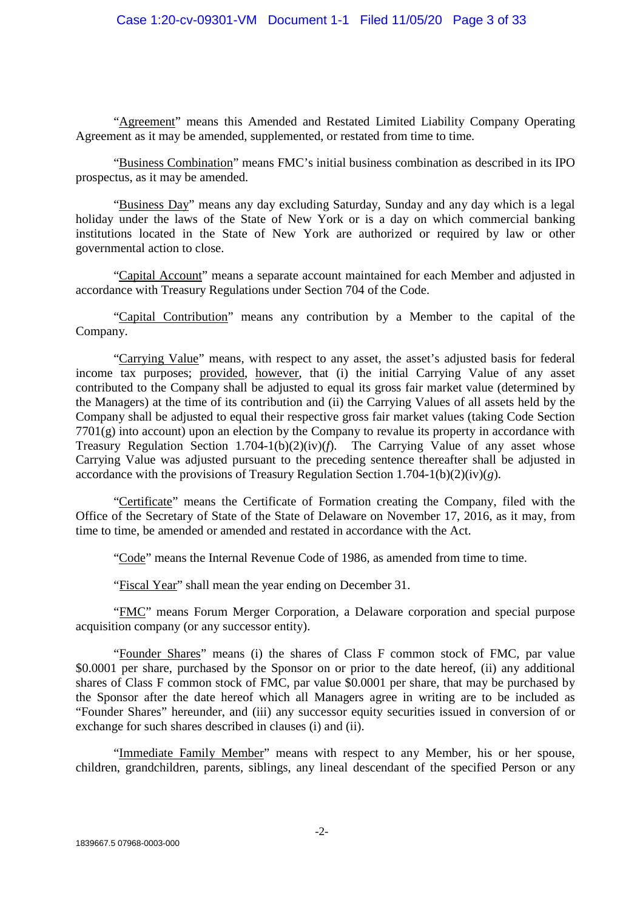"Agreement" means this Amended and Restated Limited Liability Company Operating Agreement as it may be amended, supplemented, or restated from time to time.

"Business Combination" means FMC's initial business combination as described in its IPO prospectus, as it may be amended.

"Business Day" means any day excluding Saturday, Sunday and any day which is a legal holiday under the laws of the State of New York or is a day on which commercial banking institutions located in the State of New York are authorized or required by law or other governmental action to close.

"Capital Account" means a separate account maintained for each Member and adjusted in accordance with Treasury Regulations under Section 704 of the Code.

"Capital Contribution" means any contribution by a Member to the capital of the Company.

"Carrying Value" means, with respect to any asset, the asset's adjusted basis for federal income tax purposes; provided, however, that (i) the initial Carrying Value of any asset contributed to the Company shall be adjusted to equal its gross fair market value (determined by the Managers) at the time of its contribution and (ii) the Carrying Values of all assets held by the Company shall be adjusted to equal their respective gross fair market values (taking Code Section 7701(g) into account) upon an election by the Company to revalue its property in accordance with Treasury Regulation Section 1.704-1(b)(2)(iv)(*f*). The Carrying Value of any asset whose Carrying Value was adjusted pursuant to the preceding sentence thereafter shall be adjusted in accordance with the provisions of Treasury Regulation Section 1.704-1(b)(2)(iv)(*g*).

"Certificate" means the Certificate of Formation creating the Company, filed with the Office of the Secretary of State of the State of Delaware on November 17, 2016, as it may, from time to time, be amended or amended and restated in accordance with the Act.

"Code" means the Internal Revenue Code of 1986, as amended from time to time.

"Fiscal Year" shall mean the year ending on December 31.

"FMC" means Forum Merger Corporation, a Delaware corporation and special purpose acquisition company (or any successor entity).

"Founder Shares" means (i) the shares of Class F common stock of FMC, par value $0.0001 per share, purchased by the Sponsor on or prior to the date hereof, (ii) any additional shares of Class F common stock of FMC, par value $0.0001 per share, that may be purchased by the Sponsor after the date hereof which all Managers agree in writing are to be included as "Founder Shares" hereunder, and (iii) any successor equity securities issued in conversion of or exchange for such shares described in clauses (i) and (ii).

"Immediate Family Member" means with respect to any Member, his or her spouse, children, grandchildren, parents, siblings, any lineal descendant of the specified Person or any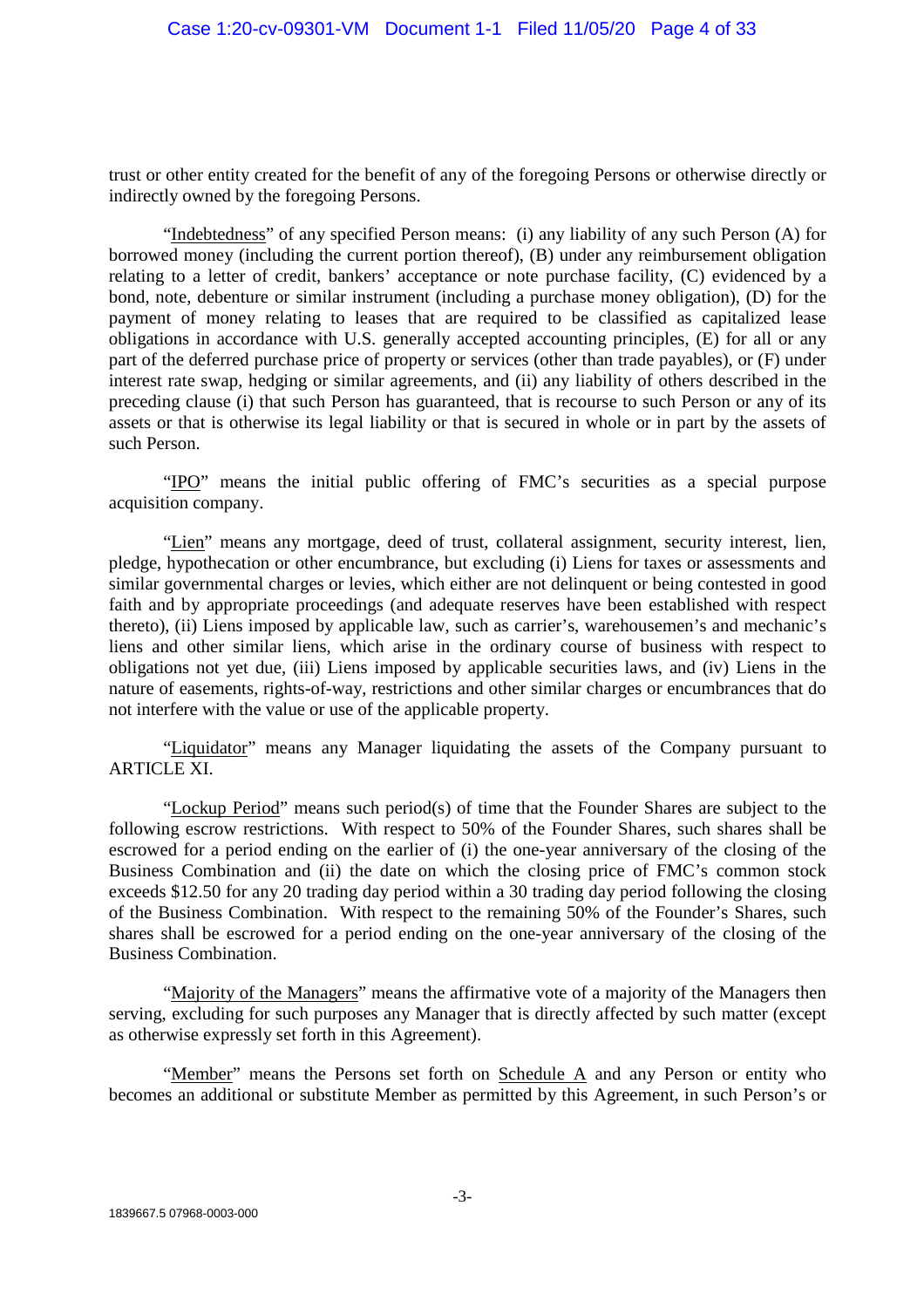trust or other entity created for the benefit of any of the foregoing Persons or otherwise directly or indirectly owned by the foregoing Persons.

"Indebtedness" of any specified Person means: (i) any liability of any such Person (A) for borrowed money (including the current portion thereof), (B) under any reimbursement obligation relating to a letter of credit, bankers' acceptance or note purchase facility, (C) evidenced by a bond, note, debenture or similar instrument (including a purchase money obligation), (D) for the payment of money relating to leases that are required to be classified as capitalized lease obligations in accordance with U.S. generally accepted accounting principles, (E) for all or any part of the deferred purchase price of property or services (other than trade payables), or (F) under interest rate swap, hedging or similar agreements, and (ii) any liability of others described in the preceding clause (i) that such Person has guaranteed, that is recourse to such Person or any of its assets or that is otherwise its legal liability or that is secured in whole or in part by the assets of such Person.

"IPO" means the initial public offering of FMC's securities as a special purpose acquisition company.

"Lien" means any mortgage, deed of trust, collateral assignment, security interest, lien, pledge, hypothecation or other encumbrance, but excluding (i) Liens for taxes or assessments and similar governmental charges or levies, which either are not delinquent or being contested in good faith and by appropriate proceedings (and adequate reserves have been established with respect thereto), (ii) Liens imposed by applicable law, such as carrier's, warehousemen's and mechanic's liens and other similar liens, which arise in the ordinary course of business with respect to obligations not yet due, (iii) Liens imposed by applicable securities laws, and (iv) Liens in the nature of easements, rights-of-way, restrictions and other similar charges or encumbrances that do not interfere with the value or use of the applicable property.

"Liquidator" means any Manager liquidating the assets of the Company pursuant to ARTICLE XI.

"Lockup Period" means such period(s) of time that the Founder Shares are subject to the following escrow restrictions. With respect to 50% of the Founder Shares, such shares shall be escrowed for a period ending on the earlier of (i) the one-year anniversary of the closing of the Business Combination and (ii) the date on which the closing price of FMC's common stock exceeds $12.50 for any 20 trading day period within a 30 trading day period following the closing of the Business Combination. With respect to the remaining 50% of the Founder's Shares, such shares shall be escrowed for a period ending on the one-year anniversary of the closing of the Business Combination.

"Majority of the Managers" means the affirmative vote of a majority of the Managers then serving, excluding for such purposes any Manager that is directly affected by such matter (except as otherwise expressly set forth in this Agreement).

"Member" means the Persons set forth on Schedule A and any Person or entity who becomes an additional or substitute Member as permitted by this Agreement, in such Person's or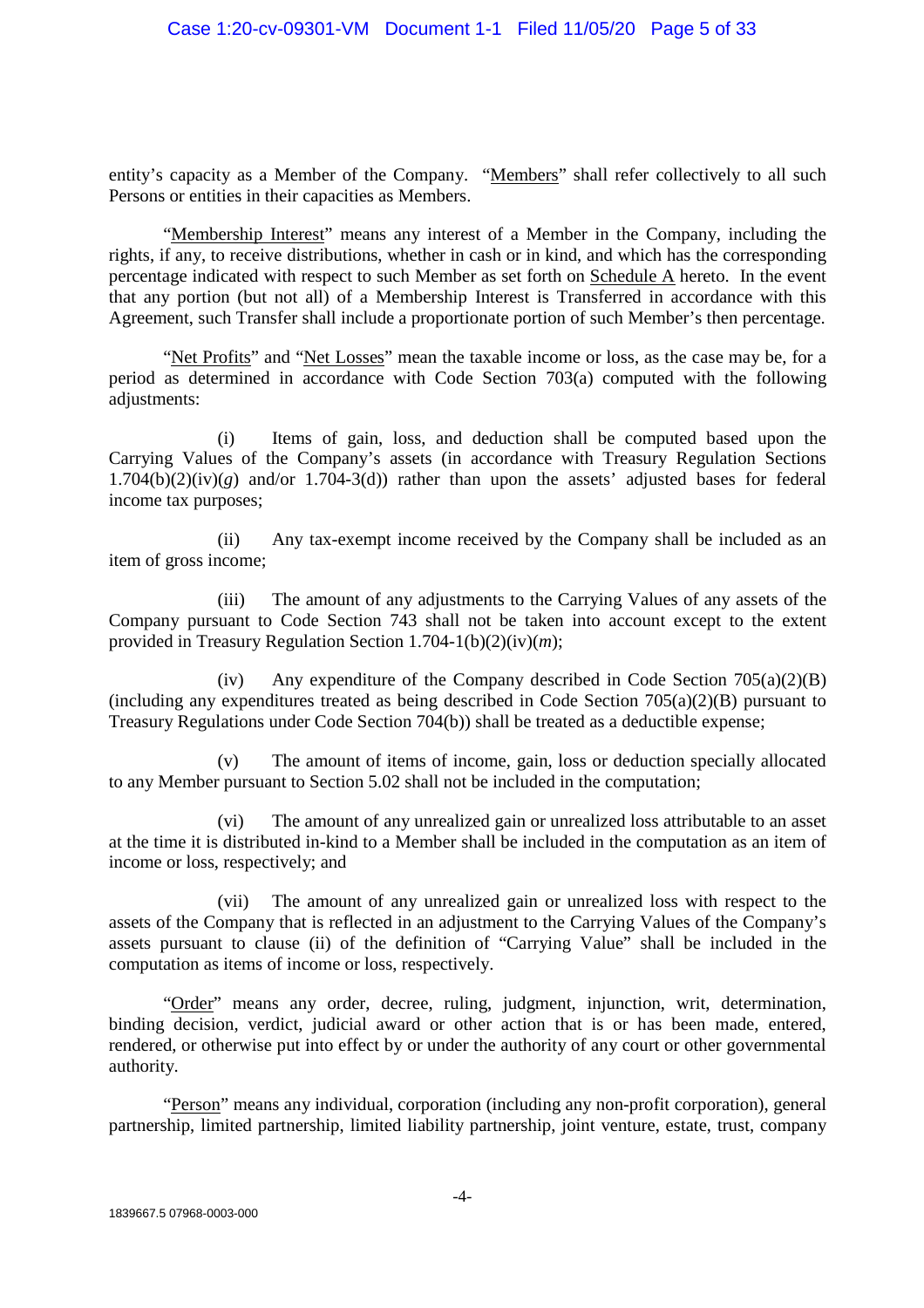entity's capacity as a Member of the Company. "Members" shall refer collectively to all such Persons or entities in their capacities as Members.

"Membership Interest" means any interest of a Member in the Company, including the rights, if any, to receive distributions, whether in cash or in kind, and which has the corresponding percentage indicated with respect to such Member as set forth on Schedule A hereto. In the event that any portion (but not all) of a Membership Interest is Transferred in accordance with this Agreement, such Transfer shall include a proportionate portion of such Member's then percentage.

"Net Profits" and "Net Losses" mean the taxable income or loss, as the case may be, for a period as determined in accordance with Code Section 703(a) computed with the following adjustments:

(i) Items of gain, loss, and deduction shall be computed based upon the Carrying Values of the Company's assets (in accordance with Treasury Regulation Sections 1.704(b)(2)(iv)(*g*) and/or 1.704-3(d)) rather than upon the assets' adjusted bases for federal income tax purposes;

(ii) Any tax-exempt income received by the Company shall be included as an item of gross income;

(iii) The amount of any adjustments to the Carrying Values of any assets of the Company pursuant to Code Section 743 shall not be taken into account except to the extent provided in Treasury Regulation Section 1.704-1(b)(2)(iv)(*m*);

(iv) Any expenditure of the Company described in Code Section 705(a)(2)(B) (including any expenditures treated as being described in Code Section 705(a)(2)(B) pursuant to Treasury Regulations under Code Section 704(b)) shall be treated as a deductible expense;

(v) The amount of items of income, gain, loss or deduction specially allocated to any Member pursuant to Section 5.02 shall not be included in the computation;

(vi) The amount of any unrealized gain or unrealized loss attributable to an asset at the time it is distributed in-kind to a Member shall be included in the computation as an item of income or loss, respectively; and

(vii) The amount of any unrealized gain or unrealized loss with respect to the assets of the Company that is reflected in an adjustment to the Carrying Values of the Company's assets pursuant to clause (ii) of the definition of "Carrying Value" shall be included in the computation as items of income or loss, respectively.

"Order" means any order, decree, ruling, judgment, injunction, writ, determination, binding decision, verdict, judicial award or other action that is or has been made, entered, rendered, or otherwise put into effect by or under the authority of any court or other governmental authority.

"Person" means any individual, corporation (including any non-profit corporation), general partnership, limited partnership, limited liability partnership, joint venture, estate, trust, company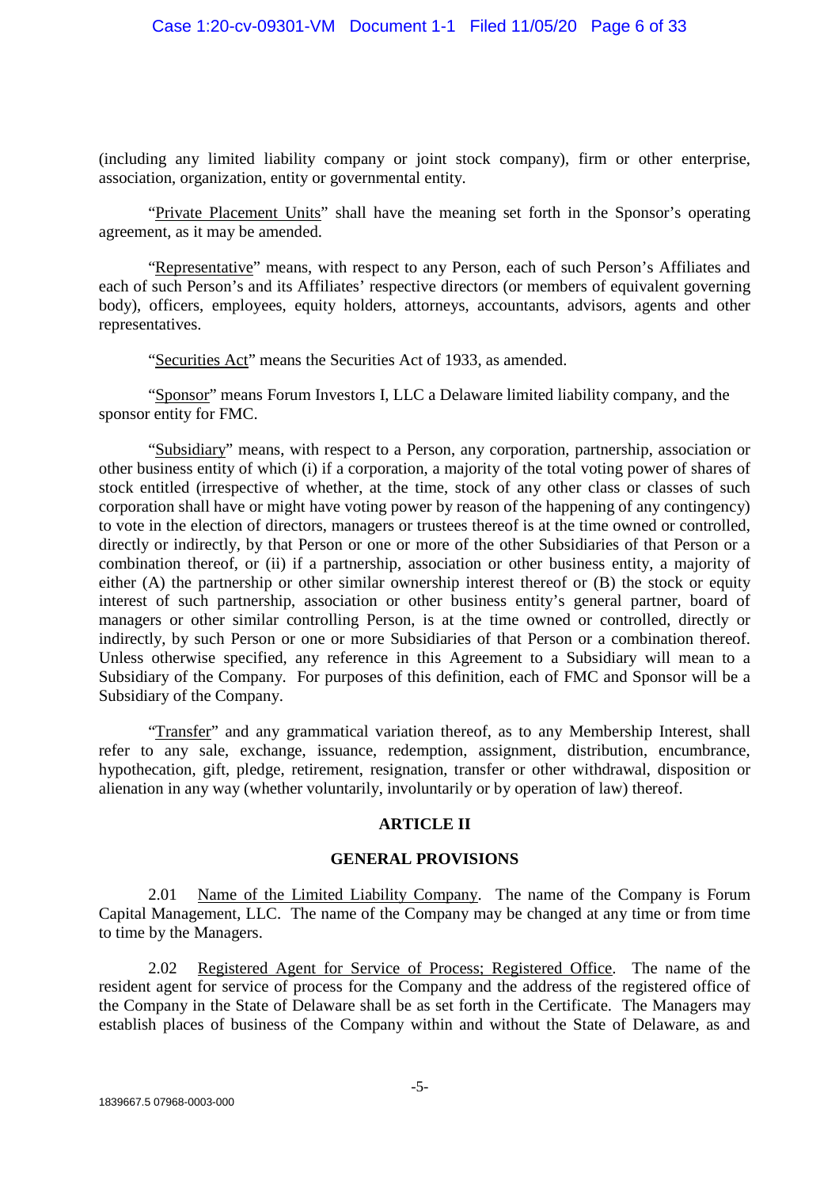(including any limited liability company or joint stock company), firm or other enterprise, association, organization, entity or governmental entity.

"Private Placement Units" shall have the meaning set forth in the Sponsor's operating agreement, as it may be amended.

"Representative" means, with respect to any Person, each of such Person's Affiliates and each of such Person's and its Affiliates' respective directors (or members of equivalent governing body), officers, employees, equity holders, attorneys, accountants, advisors, agents and other representatives.

"Securities Act" means the Securities Act of 1933, as amended.

"Sponsor" means Forum Investors I, LLC a Delaware limited liability company, and the sponsor entity for FMC.

"Subsidiary" means, with respect to a Person, any corporation, partnership, association or other business entity of which (i) if a corporation, a majority of the total voting power of shares of stock entitled (irrespective of whether, at the time, stock of any other class or classes of such corporation shall have or might have voting power by reason of the happening of any contingency) to vote in the election of directors, managers or trustees thereof is at the time owned or controlled, directly or indirectly, by that Person or one or more of the other Subsidiaries of that Person or a combination thereof, or (ii) if a partnership, association or other business entity, a majority of either (A) the partnership or other similar ownership interest thereof or (B) the stock or equity interest of such partnership, association or other business entity's general partner, board of managers or other similar controlling Person, is at the time owned or controlled, directly or indirectly, by such Person or one or more Subsidiaries of that Person or a combination thereof. Unless otherwise specified, any reference in this Agreement to a Subsidiary will mean to a Subsidiary of the Company. For purposes of this definition, each of FMC and Sponsor will be a Subsidiary of the Company.

"Transfer" and any grammatical variation thereof, as to any Membership Interest, shall refer to any sale, exchange, issuance, redemption, assignment, distribution, encumbrance, hypothecation, gift, pledge, retirement, resignation, transfer or other withdrawal, disposition or alienation in any way (whether voluntarily, involuntarily or by operation of law) thereof.

## ARTICLE II

## GENERAL PROVISIONS

2.01 Name of the Limited Liability Company. The name of the Company is Forum Capital Management, LLC. The name of the Company may be changed at any time or from time to time by the Managers.

2.02 Registered Agent for Service of Process; Registered Office. The name of the resident agent for service of process for the Company and the address of the registered office of the Company in the State of Delaware shall be as set forth in the Certificate. The Managers may establish places of business of the Company within and without the State of Delaware, as and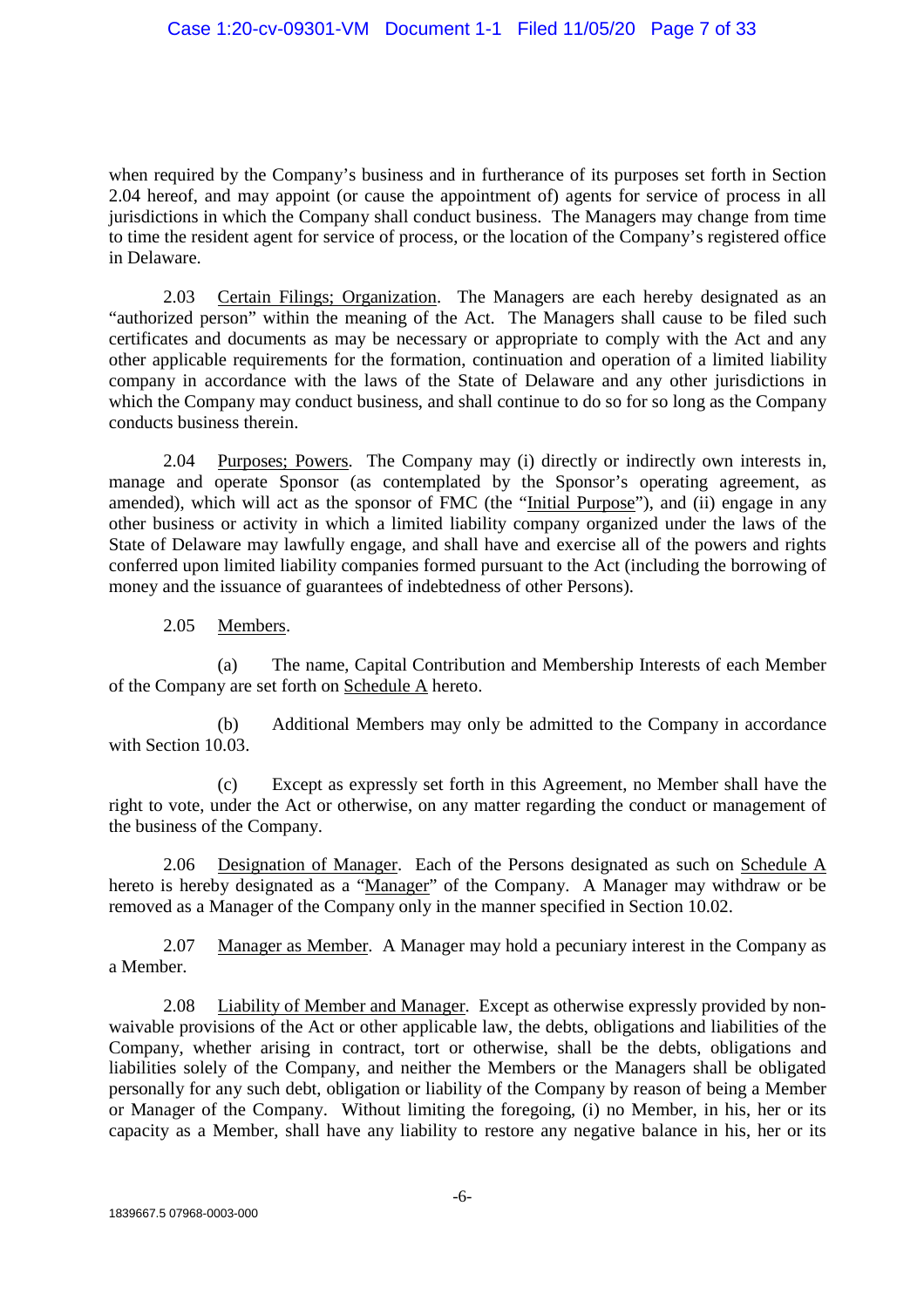when required by the Company's business and in furtherance of its purposes set forth in Section 2.04 hereof, and may appoint (or cause the appointment of) agents for service of process in all jurisdictions in which the Company shall conduct business. The Managers may change from time to time the resident agent for service of process, or the location of the Company's registered office in Delaware.

2.03 Certain Filings; Organization. The Managers are each hereby designated as an "authorized person" within the meaning of the Act. The Managers shall cause to be filed such certificates and documents as may be necessary or appropriate to comply with the Act and any other applicable requirements for the formation, continuation and operation of a limited liability company in accordance with the laws of the State of Delaware and any other jurisdictions in which the Company may conduct business, and shall continue to do so for so long as the Company conducts business therein.

2.04 Purposes; Powers. The Company may (i) directly or indirectly own interests in, manage and operate Sponsor (as contemplated by the Sponsor's operating agreement, as amended), which will act as the sponsor of FMC (the "Initial Purpose"), and (ii) engage in any other business or activity in which a limited liability company organized under the laws of the State of Delaware may lawfully engage, and shall have and exercise all of the powers and rights conferred upon limited liability companies formed pursuant to the Act (including the borrowing of money and the issuance of guarantees of indebtedness of other Persons).

2.05 Members.

(a) The name, Capital Contribution and Membership Interests of each Member of the Company are set forth on Schedule A hereto.

(b) Additional Members may only be admitted to the Company in accordance with Section 10.03.

(c) Except as expressly set forth in this Agreement, no Member shall have the right to vote, under the Act or otherwise, on any matter regarding the conduct or management of the business of the Company.

2.06 Designation of Manager. Each of the Persons designated as such on Schedule A hereto is hereby designated as a "Manager" of the Company. A Manager may withdraw or be removed as a Manager of the Company only in the manner specified in Section 10.02.

2.07 Manager as Member. A Manager may hold a pecuniary interest in the Company as a Member.

2.08 Liability of Member and Manager. Except as otherwise expressly provided by non-waivable provisions of the Act or other applicable law, the debts, obligations and liabilities of the Company, whether arising in contract, tort or otherwise, shall be the debts, obligations and liabilities solely of the Company, and neither the Members or the Managers shall be obligated personally for any such debt, obligation or liability of the Company by reason of being a Member or Manager of the Company. Without limiting the foregoing, (i) no Member, in his, her or its capacity as a Member, shall have any liability to restore any negative balance in his, her or its

1839667.5 07968-0003-000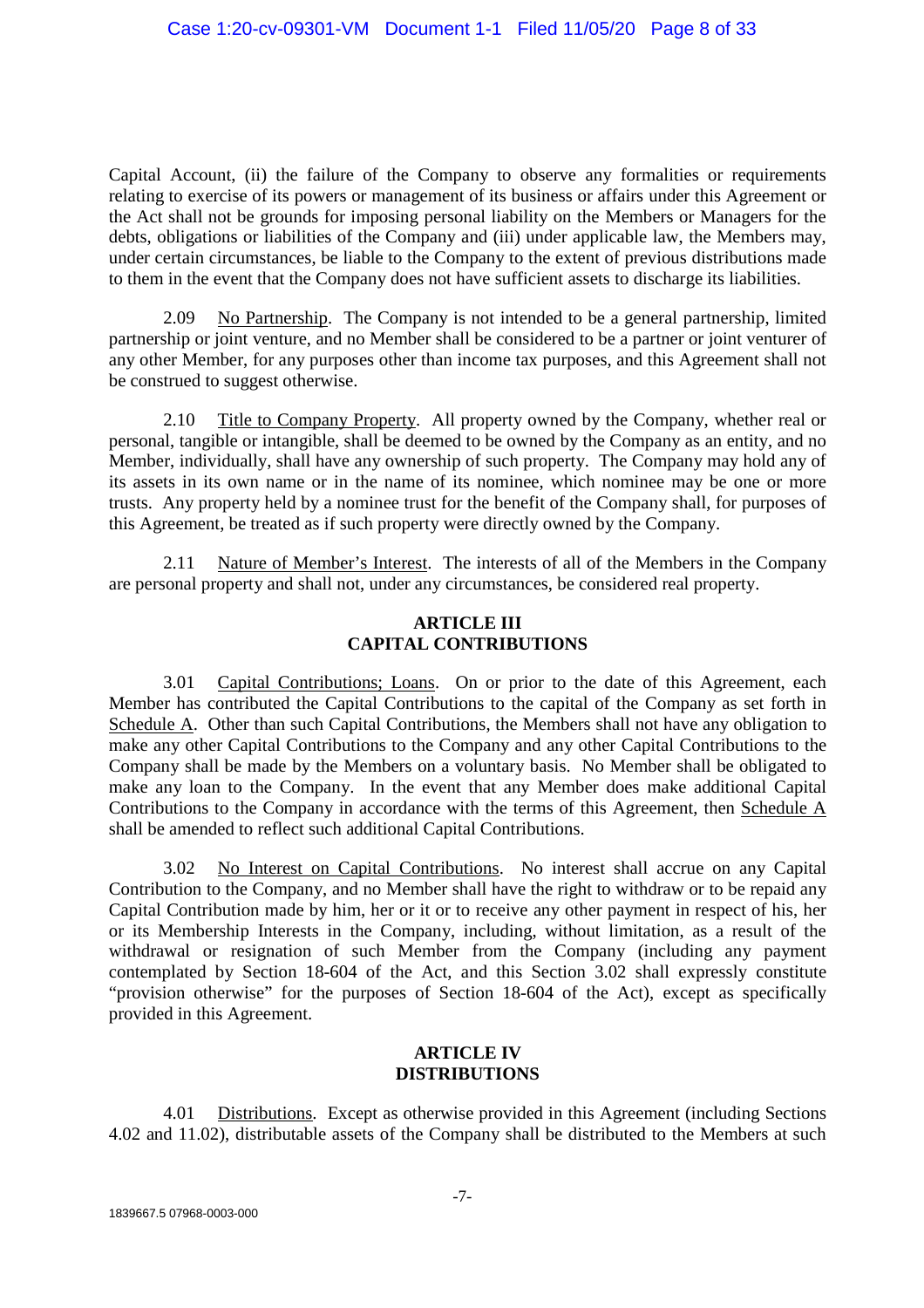Capital Account, (ii) the failure of the Company to observe any formalities or requirements relating to exercise of its powers or management of its business or affairs under this Agreement or the Act shall not be grounds for imposing personal liability on the Members or Managers for the debts, obligations or liabilities of the Company and (iii) under applicable law, the Members may, under certain circumstances, be liable to the Company to the extent of previous distributions made to them in the event that the Company does not have sufficient assets to discharge its liabilities.

2.09 No Partnership. The Company is not intended to be a general partnership, limited partnership or joint venture, and no Member shall be considered to be a partner or joint venturer of any other Member, for any purposes other than income tax purposes, and this Agreement shall not be construed to suggest otherwise.

2.10 Title to Company Property. All property owned by the Company, whether real or personal, tangible or intangible, shall be deemed to be owned by the Company as an entity, and no Member, individually, shall have any ownership of such property. The Company may hold any of its assets in its own name or in the name of its nominee, which nominee may be one or more trusts. Any property held by a nominee trust for the benefit of the Company shall, for purposes of this Agreement, be treated as if such property were directly owned by the Company.

2.11 Nature of Member's Interest. The interests of all of the Members in the Company are personal property and shall not, under any circumstances, be considered real property.

## ARTICLE III
## CAPITAL CONTRIBUTIONS

3.01 Capital Contributions; Loans. On or prior to the date of this Agreement, each Member has contributed the Capital Contributions to the capital of the Company as set forth in Schedule A. Other than such Capital Contributions, the Members shall not have any obligation to make any other Capital Contributions to the Company and any other Capital Contributions to the Company shall be made by the Members on a voluntary basis. No Member shall be obligated to make any loan to the Company. In the event that any Member does make additional Capital Contributions to the Company in accordance with the terms of this Agreement, then Schedule A shall be amended to reflect such additional Capital Contributions.

3.02 No Interest on Capital Contributions. No interest shall accrue on any Capital Contribution to the Company, and no Member shall have the right to withdraw or to be repaid any Capital Contribution made by him, her or it or to receive any other payment in respect of his, her or its Membership Interests in the Company, including, without limitation, as a result of the withdrawal or resignation of such Member from the Company (including any payment contemplated by Section 18-604 of the Act, and this Section 3.02 shall expressly constitute "provision otherwise" for the purposes of Section 18-604 of the Act), except as specifically provided in this Agreement.

## ARTICLE IV
## DISTRIBUTIONS

4.01 Distributions. Except as otherwise provided in this Agreement (including Sections 4.02 and 11.02), distributable assets of the Company shall be distributed to the Members at such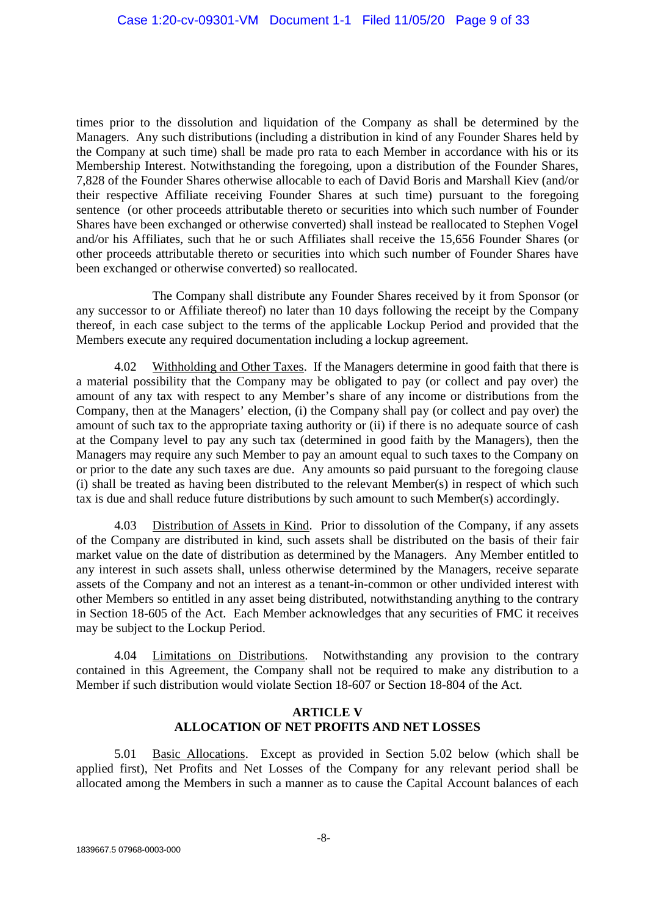times prior to the dissolution and liquidation of the Company as shall be determined by the Managers. Any such distributions (including a distribution in kind of any Founder Shares held by the Company at such time) shall be made pro rata to each Member in accordance with his or its Membership Interest. Notwithstanding the foregoing, upon a distribution of the Founder Shares, 7,828 of the Founder Shares otherwise allocable to each of David Boris and Marshall Kiev (and/or their respective Affiliate receiving Founder Shares at such time) pursuant to the foregoing sentence (or other proceeds attributable thereto or securities into which such number of Founder Shares have been exchanged or otherwise converted) shall instead be reallocated to Stephen Vogel and/or his Affiliates, such that he or such Affiliates shall receive the 15,656 Founder Shares (or other proceeds attributable thereto or securities into which such number of Founder Shares have been exchanged or otherwise converted) so reallocated.

The Company shall distribute any Founder Shares received by it from Sponsor (or any successor to or Affiliate thereof) no later than 10 days following the receipt by the Company thereof, in each case subject to the terms of the applicable Lockup Period and provided that the Members execute any required documentation including a lockup agreement.

4.02 Withholding and Other Taxes. If the Managers determine in good faith that there is a material possibility that the Company may be obligated to pay (or collect and pay over) the amount of any tax with respect to any Member's share of any income or distributions from the Company, then at the Managers' election, (i) the Company shall pay (or collect and pay over) the amount of such tax to the appropriate taxing authority or (ii) if there is no adequate source of cash at the Company level to pay any such tax (determined in good faith by the Managers), then the Managers may require any such Member to pay an amount equal to such taxes to the Company on or prior to the date any such taxes are due. Any amounts so paid pursuant to the foregoing clause (i) shall be treated as having been distributed to the relevant Member(s) in respect of which such tax is due and shall reduce future distributions by such amount to such Member(s) accordingly.

4.03 Distribution of Assets in Kind. Prior to dissolution of the Company, if any assets of the Company are distributed in kind, such assets shall be distributed on the basis of their fair market value on the date of distribution as determined by the Managers. Any Member entitled to any interest in such assets shall, unless otherwise determined by the Managers, receive separate assets of the Company and not an interest as a tenant-in-common or other undivided interest with other Members so entitled in any asset being distributed, notwithstanding anything to the contrary in Section 18-605 of the Act. Each Member acknowledges that any securities of FMC it receives may be subject to the Lockup Period.

4.04 Limitations on Distributions. Notwithstanding any provision to the contrary contained in this Agreement, the Company shall not be required to make any distribution to a Member if such distribution would violate Section 18-607 or Section 18-804 of the Act.

## ARTICLE V
## ALLOCATION OF NET PROFITS AND NET LOSSES

5.01 Basic Allocations. Except as provided in Section 5.02 below (which shall be applied first), Net Profits and Net Losses of the Company for any relevant period shall be allocated among the Members in such a manner as to cause the Capital Account balances of each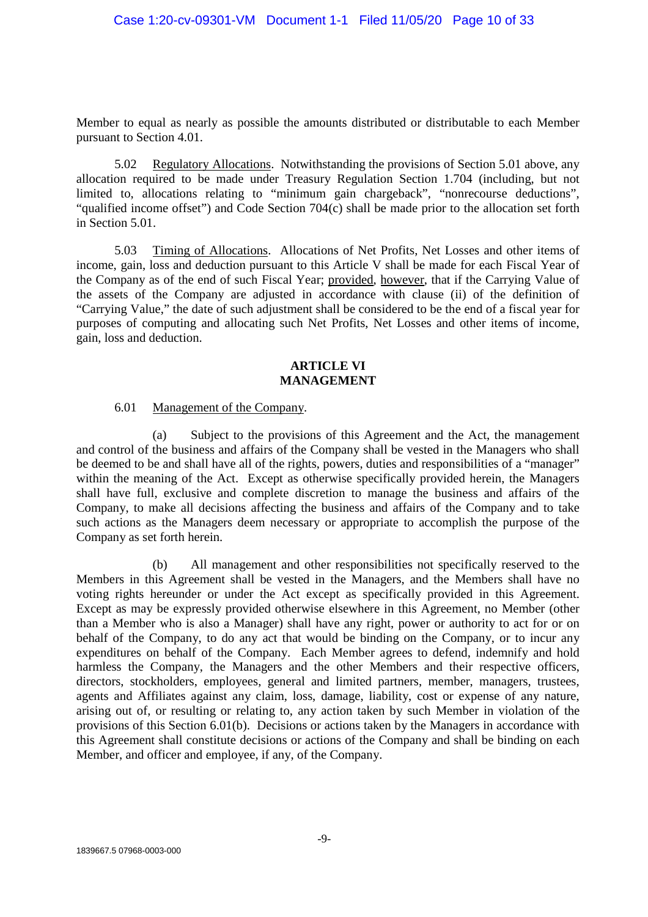Member to equal as nearly as possible the amounts distributed or distributable to each Member pursuant to Section 4.01.

5.02 Regulatory Allocations. Notwithstanding the provisions of Section 5.01 above, any allocation required to be made under Treasury Regulation Section 1.704 (including, but not limited to, allocations relating to "minimum gain chargeback", "nonrecourse deductions", "qualified income offset") and Code Section 704(c) shall be made prior to the allocation set forth in Section 5.01.

5.03 Timing of Allocations. Allocations of Net Profits, Net Losses and other items of income, gain, loss and deduction pursuant to this Article V shall be made for each Fiscal Year of the Company as of the end of such Fiscal Year; provided, however, that if the Carrying Value of the assets of the Company are adjusted in accordance with clause (ii) of the definition of "Carrying Value," the date of such adjustment shall be considered to be the end of a fiscal year for purposes of computing and allocating such Net Profits, Net Losses and other items of income, gain, loss and deduction.

## ARTICLE VI
## MANAGEMENT

6.01 Management of the Company.

(a) Subject to the provisions of this Agreement and the Act, the management and control of the business and affairs of the Company shall be vested in the Managers who shall be deemed to be and shall have all of the rights, powers, duties and responsibilities of a "manager" within the meaning of the Act. Except as otherwise specifically provided herein, the Managers shall have full, exclusive and complete discretion to manage the business and affairs of the Company, to make all decisions affecting the business and affairs of the Company and to take such actions as the Managers deem necessary or appropriate to accomplish the purpose of the Company as set forth herein.

(b) All management and other responsibilities not specifically reserved to the Members in this Agreement shall be vested in the Managers, and the Members shall have no voting rights hereunder or under the Act except as specifically provided in this Agreement. Except as may be expressly provided otherwise elsewhere in this Agreement, no Member (other than a Member who is also a Manager) shall have any right, power or authority to act for or on behalf of the Company, to do any act that would be binding on the Company, or to incur any expenditures on behalf of the Company. Each Member agrees to defend, indemnify and hold harmless the Company, the Managers and the other Members and their respective officers, directors, stockholders, employees, general and limited partners, member, managers, trustees, agents and Affiliates against any claim, loss, damage, liability, cost or expense of any nature, arising out of, or resulting or relating to, any action taken by such Member in violation of the provisions of this Section 6.01(b). Decisions or actions taken by the Managers in accordance with this Agreement shall constitute decisions or actions of the Company and shall be binding on each Member, and officer and employee, if any, of the Company.

1839667.5 07968-0003-000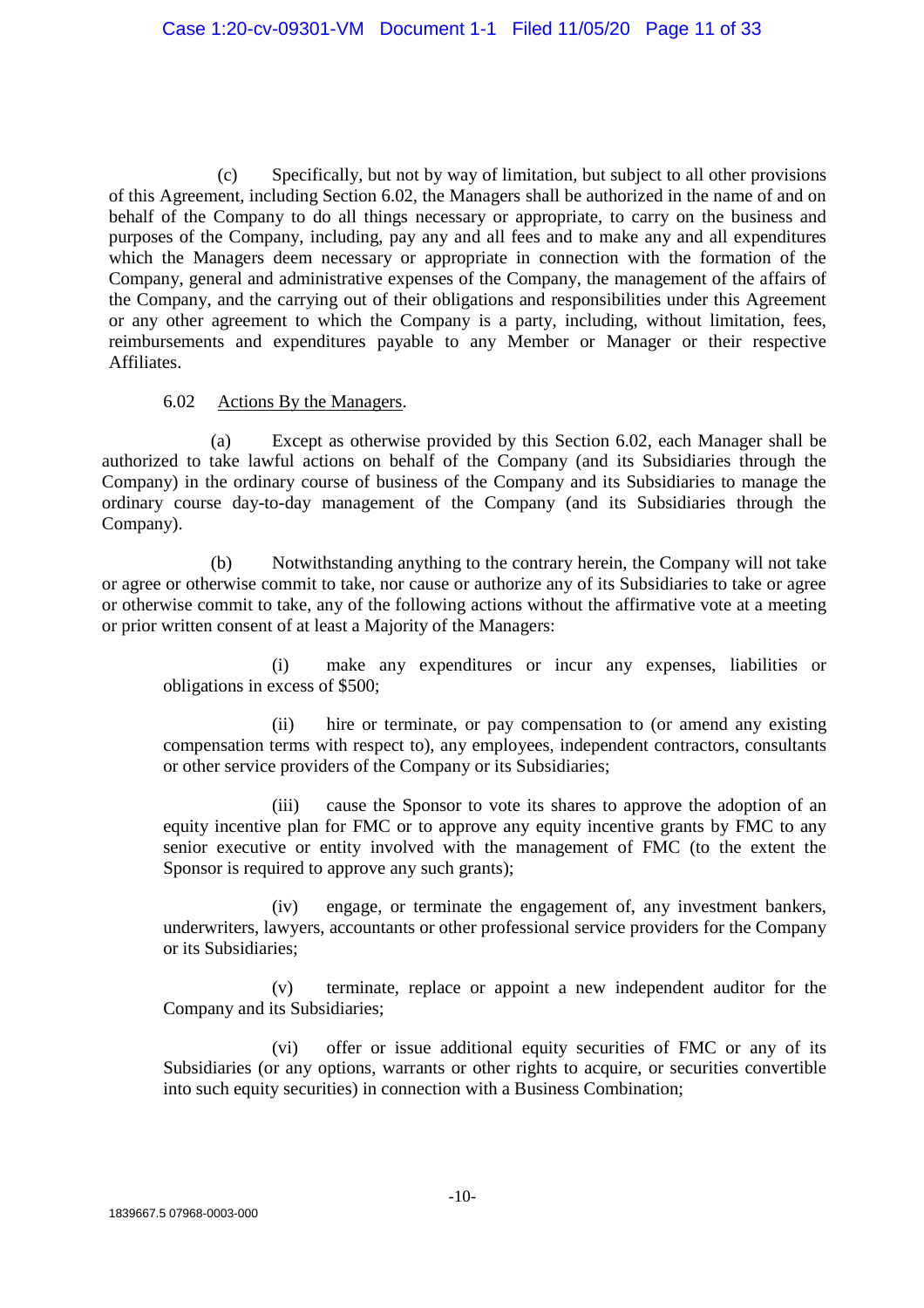(c) Specifically, but not by way of limitation, but subject to all other provisions of this Agreement, including Section 6.02, the Managers shall be authorized in the name of and on behalf of the Company to do all things necessary or appropriate, to carry on the business and purposes of the Company, including, pay any and all fees and to make any and all expenditures which the Managers deem necessary or appropriate in connection with the formation of the Company, general and administrative expenses of the Company, the management of the affairs of the Company, and the carrying out of their obligations and responsibilities under this Agreement or any other agreement to which the Company is a party, including, without limitation, fees, reimbursements and expenditures payable to any Member or Manager or their respective Affiliates.

6.02 Actions By the Managers.

(a) Except as otherwise provided by this Section 6.02, each Manager shall be authorized to take lawful actions on behalf of the Company (and its Subsidiaries through the Company) in the ordinary course of business of the Company and its Subsidiaries to manage the ordinary course day-to-day management of the Company (and its Subsidiaries through the Company).

(b) Notwithstanding anything to the contrary herein, the Company will not take or agree or otherwise commit to take, nor cause or authorize any of its Subsidiaries to take or agree or otherwise commit to take, any of the following actions without the affirmative vote at a meeting or prior written consent of at least a Majority of the Managers:

(i) make any expenditures or incur any expenses, liabilities or obligations in excess of $500;

(ii) hire or terminate, or pay compensation to (or amend any existing compensation terms with respect to), any employees, independent contractors, consultants or other service providers of the Company or its Subsidiaries;

(iii) cause the Sponsor to vote its shares to approve the adoption of an equity incentive plan for FMC or to approve any equity incentive grants by FMC to any senior executive or entity involved with the management of FMC (to the extent the Sponsor is required to approve any such grants);

(iv) engage, or terminate the engagement of, any investment bankers, underwriters, lawyers, accountants or other professional service providers for the Company or its Subsidiaries;

(v) terminate, replace or appoint a new independent auditor for the Company and its Subsidiaries;

(vi) offer or issue additional equity securities of FMC or any of its Subsidiaries (or any options, warrants or other rights to acquire, or securities convertible into such equity securities) in connection with a Business Combination;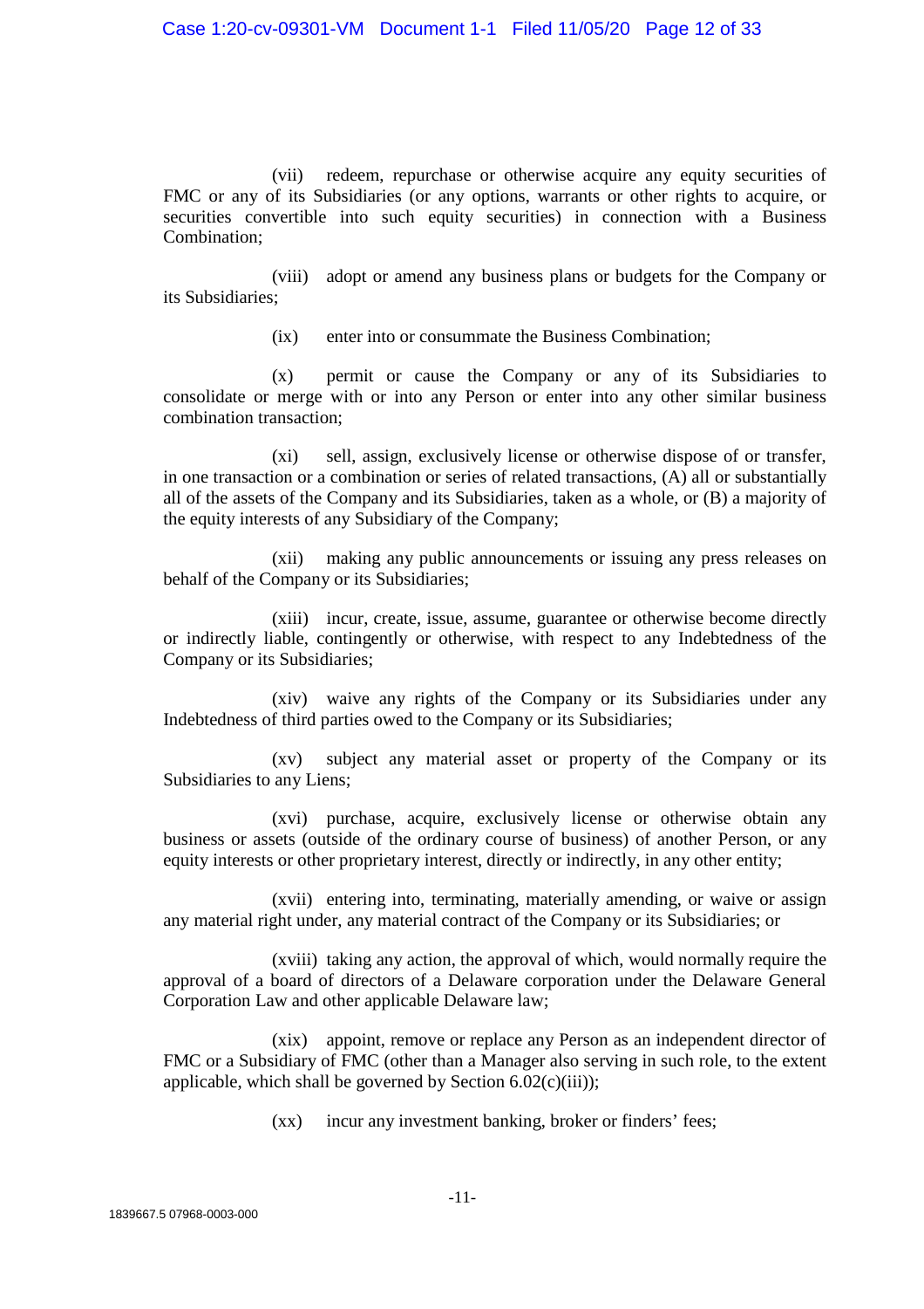(vii) redeem, repurchase or otherwise acquire any equity securities of FMC or any of its Subsidiaries (or any options, warrants or other rights to acquire, or securities convertible into such equity securities) in connection with a Business Combination;

(viii) adopt or amend any business plans or budgets for the Company or its Subsidiaries;

(ix) enter into or consummate the Business Combination;

(x) permit or cause the Company or any of its Subsidiaries to consolidate or merge with or into any Person or enter into any other similar business combination transaction;

(xi) sell, assign, exclusively license or otherwise dispose of or transfer, in one transaction or a combination or series of related transactions, (A) all or substantially all of the assets of the Company and its Subsidiaries, taken as a whole, or (B) a majority of the equity interests of any Subsidiary of the Company;

(xii) making any public announcements or issuing any press releases on behalf of the Company or its Subsidiaries;

(xiii) incur, create, issue, assume, guarantee or otherwise become directly or indirectly liable, contingently or otherwise, with respect to any Indebtedness of the Company or its Subsidiaries;

(xiv) waive any rights of the Company or its Subsidiaries under any Indebtedness of third parties owed to the Company or its Subsidiaries;

(xv) subject any material asset or property of the Company or its Subsidiaries to any Liens;

(xvi) purchase, acquire, exclusively license or otherwise obtain any business or assets (outside of the ordinary course of business) of another Person, or any equity interests or other proprietary interest, directly or indirectly, in any other entity;

(xvii) entering into, terminating, materially amending, or waive or assign any material right under, any material contract of the Company or its Subsidiaries; or

(xviii) taking any action, the approval of which, would normally require the approval of a board of directors of a Delaware corporation under the Delaware General Corporation Law and other applicable Delaware law;

(xix) appoint, remove or replace any Person as an independent director of FMC or a Subsidiary of FMC (other than a Manager also serving in such role, to the extent applicable, which shall be governed by Section 6.02(c)(iii));

(xx) incur any investment banking, broker or finders' fees;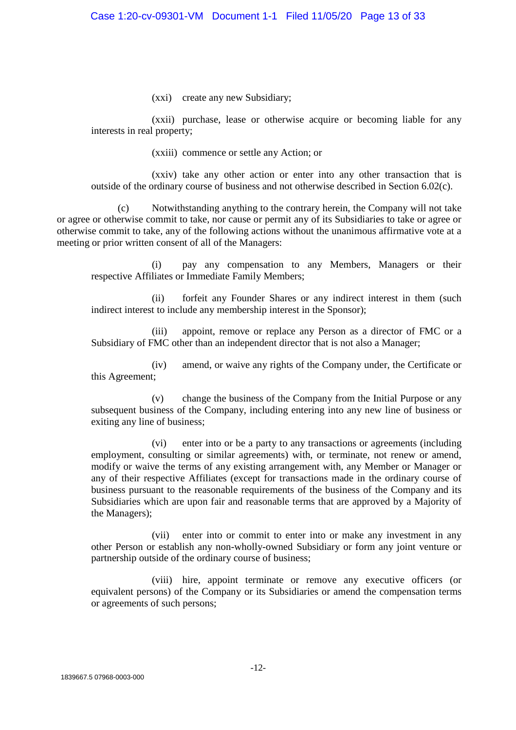(xxi) create any new Subsidiary;

(xxii) purchase, lease or otherwise acquire or becoming liable for any interests in real property;

(xxiii) commence or settle any Action; or

(xxiv) take any other action or enter into any other transaction that is outside of the ordinary course of business and not otherwise described in Section 6.02(c).

(c) Notwithstanding anything to the contrary herein, the Company will not take or agree or otherwise commit to take, nor cause or permit any of its Subsidiaries to take or agree or otherwise commit to take, any of the following actions without the unanimous affirmative vote at a meeting or prior written consent of all of the Managers:

(i) pay any compensation to any Members, Managers or their respective Affiliates or Immediate Family Members;

(ii) forfeit any Founder Shares or any indirect interest in them (such indirect interest to include any membership interest in the Sponsor);

(iii) appoint, remove or replace any Person as a director of FMC or a Subsidiary of FMC other than an independent director that is not also a Manager;

(iv) amend, or waive any rights of the Company under, the Certificate or this Agreement;

(v) change the business of the Company from the Initial Purpose or any subsequent business of the Company, including entering into any new line of business or exiting any line of business;

(vi) enter into or be a party to any transactions or agreements (including employment, consulting or similar agreements) with, or terminate, not renew or amend, modify or waive the terms of any existing arrangement with, any Member or Manager or any of their respective Affiliates (except for transactions made in the ordinary course of business pursuant to the reasonable requirements of the business of the Company and its Subsidiaries which are upon fair and reasonable terms that are approved by a Majority of the Managers);

(vii) enter into or commit to enter into or make any investment in any other Person or establish any non-wholly-owned Subsidiary or form any joint venture or partnership outside of the ordinary course of business;

(viii) hire, appoint terminate or remove any executive officers (or equivalent persons) of the Company or its Subsidiaries or amend the compensation terms or agreements of such persons;

1839667.5 07968-0003-000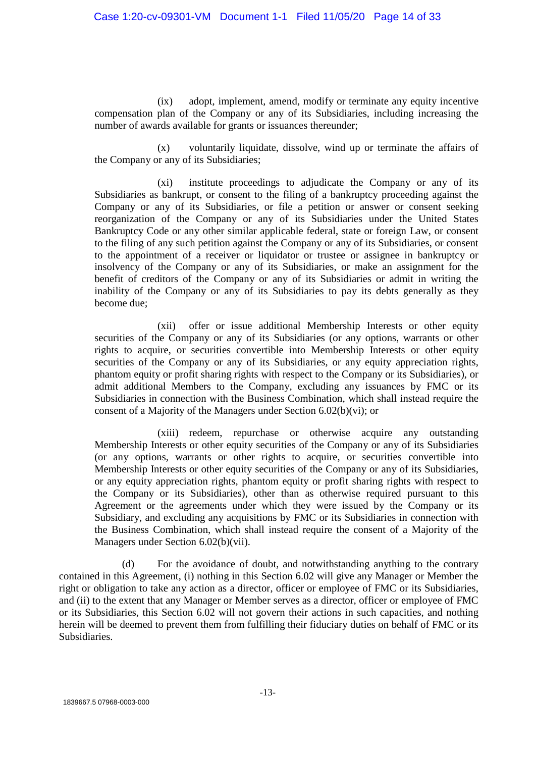(ix) adopt, implement, amend, modify or terminate any equity incentive compensation plan of the Company or any of its Subsidiaries, including increasing the number of awards available for grants or issuances thereunder;

(x) voluntarily liquidate, dissolve, wind up or terminate the affairs of the Company or any of its Subsidiaries;

(xi) institute proceedings to adjudicate the Company or any of its Subsidiaries as bankrupt, or consent to the filing of a bankruptcy proceeding against the Company or any of its Subsidiaries, or file a petition or answer or consent seeking reorganization of the Company or any of its Subsidiaries under the United States Bankruptcy Code or any other similar applicable federal, state or foreign Law, or consent to the filing of any such petition against the Company or any of its Subsidiaries, or consent to the appointment of a receiver or liquidator or trustee or assignee in bankruptcy or insolvency of the Company or any of its Subsidiaries, or make an assignment for the benefit of creditors of the Company or any of its Subsidiaries or admit in writing the inability of the Company or any of its Subsidiaries to pay its debts generally as they become due;

(xii) offer or issue additional Membership Interests or other equity securities of the Company or any of its Subsidiaries (or any options, warrants or other rights to acquire, or securities convertible into Membership Interests or other equity securities of the Company or any of its Subsidiaries, or any equity appreciation rights, phantom equity or profit sharing rights with respect to the Company or its Subsidiaries), or admit additional Members to the Company, excluding any issuances by FMC or its Subsidiaries in connection with the Business Combination, which shall instead require the consent of a Majority of the Managers under Section 6.02(b)(vi); or

(xiii) redeem, repurchase or otherwise acquire any outstanding Membership Interests or other equity securities of the Company or any of its Subsidiaries (or any options, warrants or other rights to acquire, or securities convertible into Membership Interests or other equity securities of the Company or any of its Subsidiaries, or any equity appreciation rights, phantom equity or profit sharing rights with respect to the Company or its Subsidiaries), other than as otherwise required pursuant to this Agreement or the agreements under which they were issued by the Company or its Subsidiary, and excluding any acquisitions by FMC or its Subsidiaries in connection with the Business Combination, which shall instead require the consent of a Majority of the Managers under Section 6.02(b)(vii).

(d) For the avoidance of doubt, and notwithstanding anything to the contrary contained in this Agreement, (i) nothing in this Section 6.02 will give any Manager or Member the right or obligation to take any action as a director, officer or employee of FMC or its Subsidiaries, and (ii) to the extent that any Manager or Member serves as a director, officer or employee of FMC or its Subsidiaries, this Section 6.02 will not govern their actions in such capacities, and nothing herein will be deemed to prevent them from fulfilling their fiduciary duties on behalf of FMC or its Subsidiaries.

1839667.5 07968-0003-000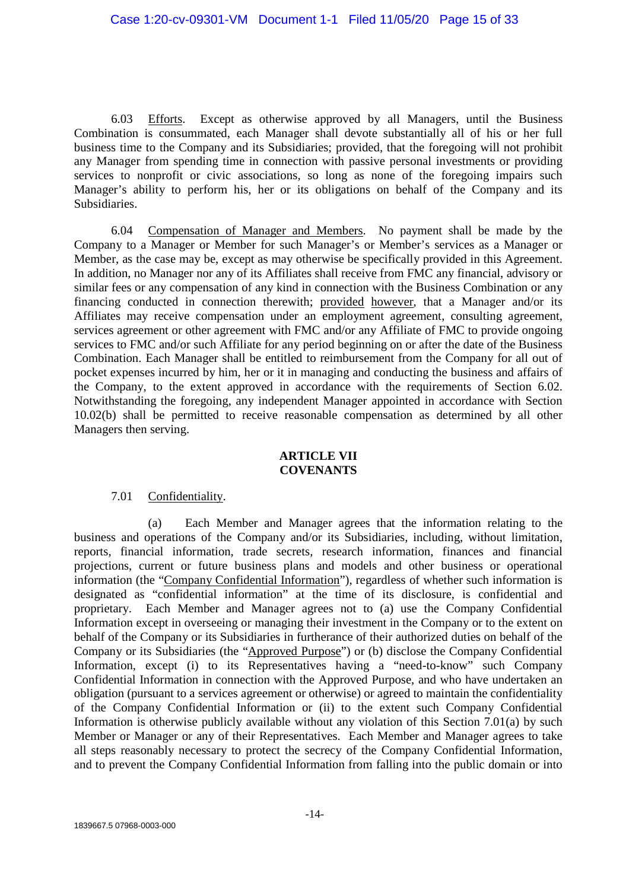6.03 Efforts. Except as otherwise approved by all Managers, until the Business Combination is consummated, each Manager shall devote substantially all of his or her full business time to the Company and its Subsidiaries; provided, that the foregoing will not prohibit any Manager from spending time in connection with passive personal investments or providing services to nonprofit or civic associations, so long as none of the foregoing impairs such Manager's ability to perform his, her or its obligations on behalf of the Company and its Subsidiaries.

6.04 Compensation of Manager and Members. No payment shall be made by the Company to a Manager or Member for such Manager's or Member's services as a Manager or Member, as the case may be, except as may otherwise be specifically provided in this Agreement. In addition, no Manager nor any of its Affiliates shall receive from FMC any financial, advisory or similar fees or any compensation of any kind in connection with the Business Combination or any financing conducted in connection therewith; provided however, that a Manager and/or its Affiliates may receive compensation under an employment agreement, consulting agreement, services agreement or other agreement with FMC and/or any Affiliate of FMC to provide ongoing services to FMC and/or such Affiliate for any period beginning on or after the date of the Business Combination. Each Manager shall be entitled to reimbursement from the Company for all out of pocket expenses incurred by him, her or it in managing and conducting the business and affairs of the Company, to the extent approved in accordance with the requirements of Section 6.02. Notwithstanding the foregoing, any independent Manager appointed in accordance with Section 10.02(b) shall be permitted to receive reasonable compensation as determined by all other Managers then serving.

## ARTICLE VII
## COVENANTS

7.01 Confidentiality.

(a) Each Member and Manager agrees that the information relating to the business and operations of the Company and/or its Subsidiaries, including, without limitation, reports, financial information, trade secrets, research information, finances and financial projections, current or future business plans and models and other business or operational information (the "Company Confidential Information"), regardless of whether such information is designated as "confidential information" at the time of its disclosure, is confidential and proprietary. Each Member and Manager agrees not to (a) use the Company Confidential Information except in overseeing or managing their investment in the Company or to the extent on behalf of the Company or its Subsidiaries in furtherance of their authorized duties on behalf of the Company or its Subsidiaries (the "Approved Purpose") or (b) disclose the Company Confidential Information, except (i) to its Representatives having a "need-to-know" such Company Confidential Information in connection with the Approved Purpose, and who have undertaken an obligation (pursuant to a services agreement or otherwise) or agreed to maintain the confidentiality of the Company Confidential Information or (ii) to the extent such Company Confidential Information is otherwise publicly available without any violation of this Section 7.01(a) by such Member or Manager or any of their Representatives. Each Member and Manager agrees to take all steps reasonably necessary to protect the secrecy of the Company Confidential Information, and to prevent the Company Confidential Information from falling into the public domain or into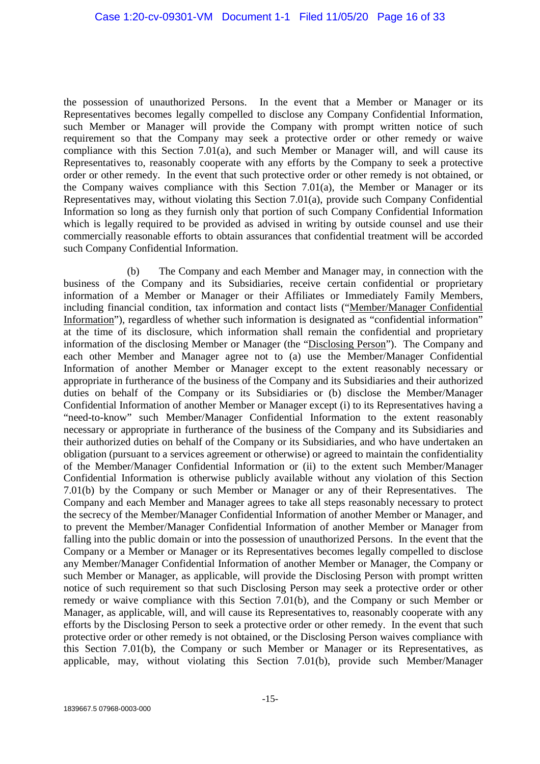the possession of unauthorized Persons. In the event that a Member or Manager or its Representatives becomes legally compelled to disclose any Company Confidential Information, such Member or Manager will provide the Company with prompt written notice of such requirement so that the Company may seek a protective order or other remedy or waive compliance with this Section 7.01(a), and such Member or Manager will, and will cause its Representatives to, reasonably cooperate with any efforts by the Company to seek a protective order or other remedy. In the event that such protective order or other remedy is not obtained, or the Company waives compliance with this Section 7.01(a), the Member or Manager or its Representatives may, without violating this Section 7.01(a), provide such Company Confidential Information so long as they furnish only that portion of such Company Confidential Information which is legally required to be provided as advised in writing by outside counsel and use their commercially reasonable efforts to obtain assurances that confidential treatment will be accorded such Company Confidential Information.

(b) The Company and each Member and Manager may, in connection with the business of the Company and its Subsidiaries, receive certain confidential or proprietary information of a Member or Manager or their Affiliates or Immediately Family Members, including financial condition, tax information and contact lists ("Member/Manager Confidential Information"), regardless of whether such information is designated as "confidential information" at the time of its disclosure, which information shall remain the confidential and proprietary information of the disclosing Member or Manager (the "Disclosing Person"). The Company and each other Member and Manager agree not to (a) use the Member/Manager Confidential Information of another Member or Manager except to the extent reasonably necessary or appropriate in furtherance of the business of the Company and its Subsidiaries and their authorized duties on behalf of the Company or its Subsidiaries or (b) disclose the Member/Manager Confidential Information of another Member or Manager except (i) to its Representatives having a "need-to-know" such Member/Manager Confidential Information to the extent reasonably necessary or appropriate in furtherance of the business of the Company and its Subsidiaries and their authorized duties on behalf of the Company or its Subsidiaries, and who have undertaken an obligation (pursuant to a services agreement or otherwise) or agreed to maintain the confidentiality of the Member/Manager Confidential Information or (ii) to the extent such Member/Manager Confidential Information is otherwise publicly available without any violation of this Section 7.01(b) by the Company or such Member or Manager or any of their Representatives. The Company and each Member and Manager agrees to take all steps reasonably necessary to protect the secrecy of the Member/Manager Confidential Information of another Member or Manager, and to prevent the Member/Manager Confidential Information of another Member or Manager from falling into the public domain or into the possession of unauthorized Persons. In the event that the Company or a Member or Manager or its Representatives becomes legally compelled to disclose any Member/Manager Confidential Information of another Member or Manager, the Company or such Member or Manager, as applicable, will provide the Disclosing Person with prompt written notice of such requirement so that such Disclosing Person may seek a protective order or other remedy or waive compliance with this Section 7.01(b), and the Company or such Member or Manager, as applicable, will, and will cause its Representatives to, reasonably cooperate with any efforts by the Disclosing Person to seek a protective order or other remedy. In the event that such protective order or other remedy is not obtained, or the Disclosing Person waives compliance with this Section 7.01(b), the Company or such Member or Manager or its Representatives, as applicable, may, without violating this Section 7.01(b), provide such Member/Manager

1839667.5 07968-0003-000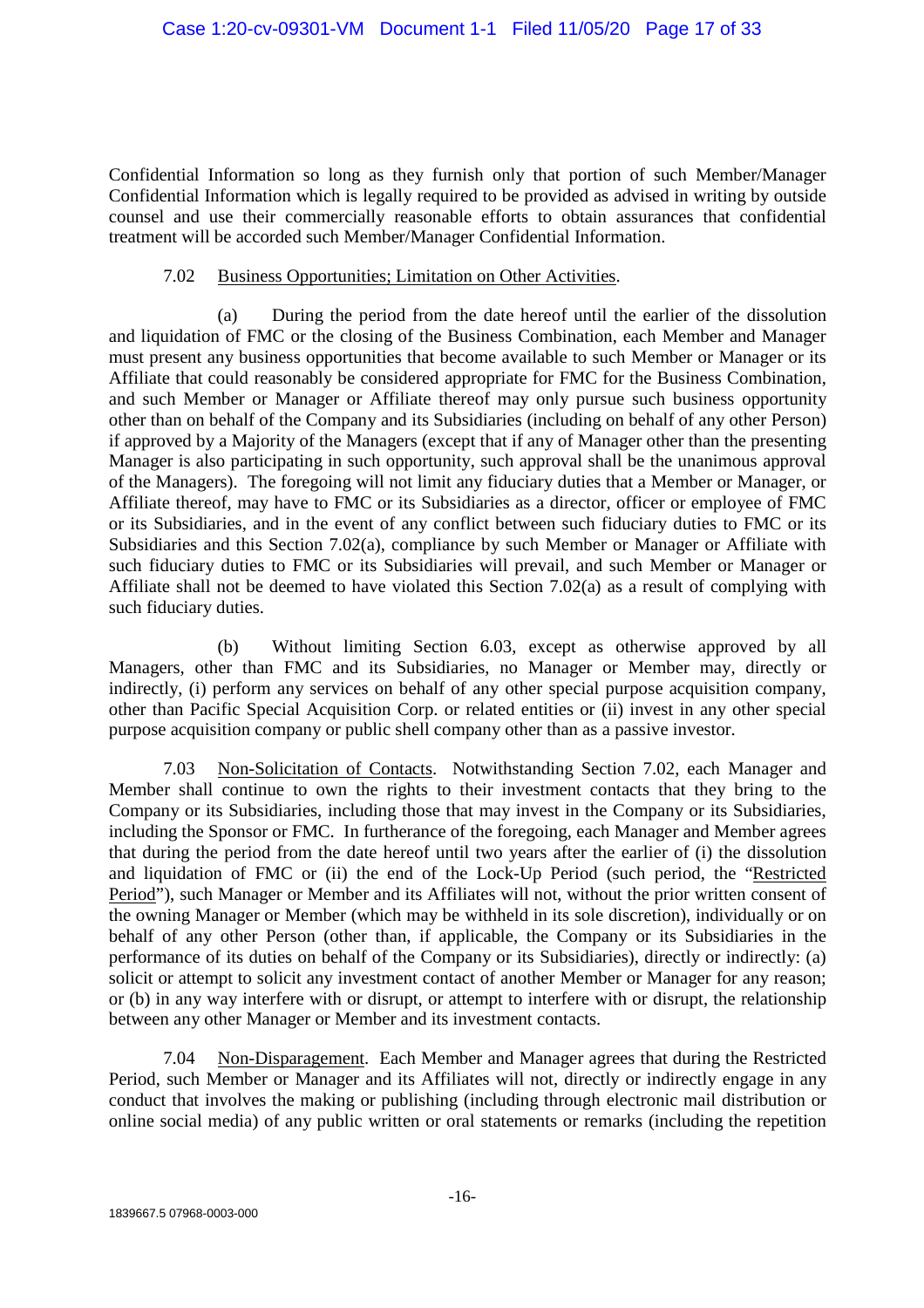Confidential Information so long as they furnish only that portion of such Member/Manager Confidential Information which is legally required to be provided as advised in writing by outside counsel and use their commercially reasonable efforts to obtain assurances that confidential treatment will be accorded such Member/Manager Confidential Information.

7.02 Business Opportunities; Limitation on Other Activities.

(a) During the period from the date hereof until the earlier of the dissolution and liquidation of FMC or the closing of the Business Combination, each Member and Manager must present any business opportunities that become available to such Member or Manager or its Affiliate that could reasonably be considered appropriate for FMC for the Business Combination, and such Member or Manager or Affiliate thereof may only pursue such business opportunity other than on behalf of the Company and its Subsidiaries (including on behalf of any other Person) if approved by a Majority of the Managers (except that if any of Manager other than the presenting Manager is also participating in such opportunity, such approval shall be the unanimous approval of the Managers). The foregoing will not limit any fiduciary duties that a Member or Manager, or Affiliate thereof, may have to FMC or its Subsidiaries as a director, officer or employee of FMC or its Subsidiaries, and in the event of any conflict between such fiduciary duties to FMC or its Subsidiaries and this Section 7.02(a), compliance by such Member or Manager or Affiliate with such fiduciary duties to FMC or its Subsidiaries will prevail, and such Member or Manager or Affiliate shall not be deemed to have violated this Section 7.02(a) as a result of complying with such fiduciary duties.

(b) Without limiting Section 6.03, except as otherwise approved by all Managers, other than FMC and its Subsidiaries, no Manager or Member may, directly or indirectly, (i) perform any services on behalf of any other special purpose acquisition company, other than Pacific Special Acquisition Corp. or related entities or (ii) invest in any other special purpose acquisition company or public shell company other than as a passive investor.

7.03 Non-Solicitation of Contacts. Notwithstanding Section 7.02, each Manager and Member shall continue to own the rights to their investment contacts that they bring to the Company or its Subsidiaries, including those that may invest in the Company or its Subsidiaries, including the Sponsor or FMC. In furtherance of the foregoing, each Manager and Member agrees that during the period from the date hereof until two years after the earlier of (i) the dissolution and liquidation of FMC or (ii) the end of the Lock-Up Period (such period, the "Restricted Period"), such Manager or Member and its Affiliates will not, without the prior written consent of the owning Manager or Member (which may be withheld in its sole discretion), individually or on behalf of any other Person (other than, if applicable, the Company or its Subsidiaries in the performance of its duties on behalf of the Company or its Subsidiaries), directly or indirectly: (a) solicit or attempt to solicit any investment contact of another Member or Manager for any reason; or (b) in any way interfere with or disrupt, or attempt to interfere with or disrupt, the relationship between any other Manager or Member and its investment contacts.

7.04 Non-Disparagement. Each Member and Manager agrees that during the Restricted Period, such Member or Manager and its Affiliates will not, directly or indirectly engage in any conduct that involves the making or publishing (including through electronic mail distribution or online social media) of any public written or oral statements or remarks (including the repetition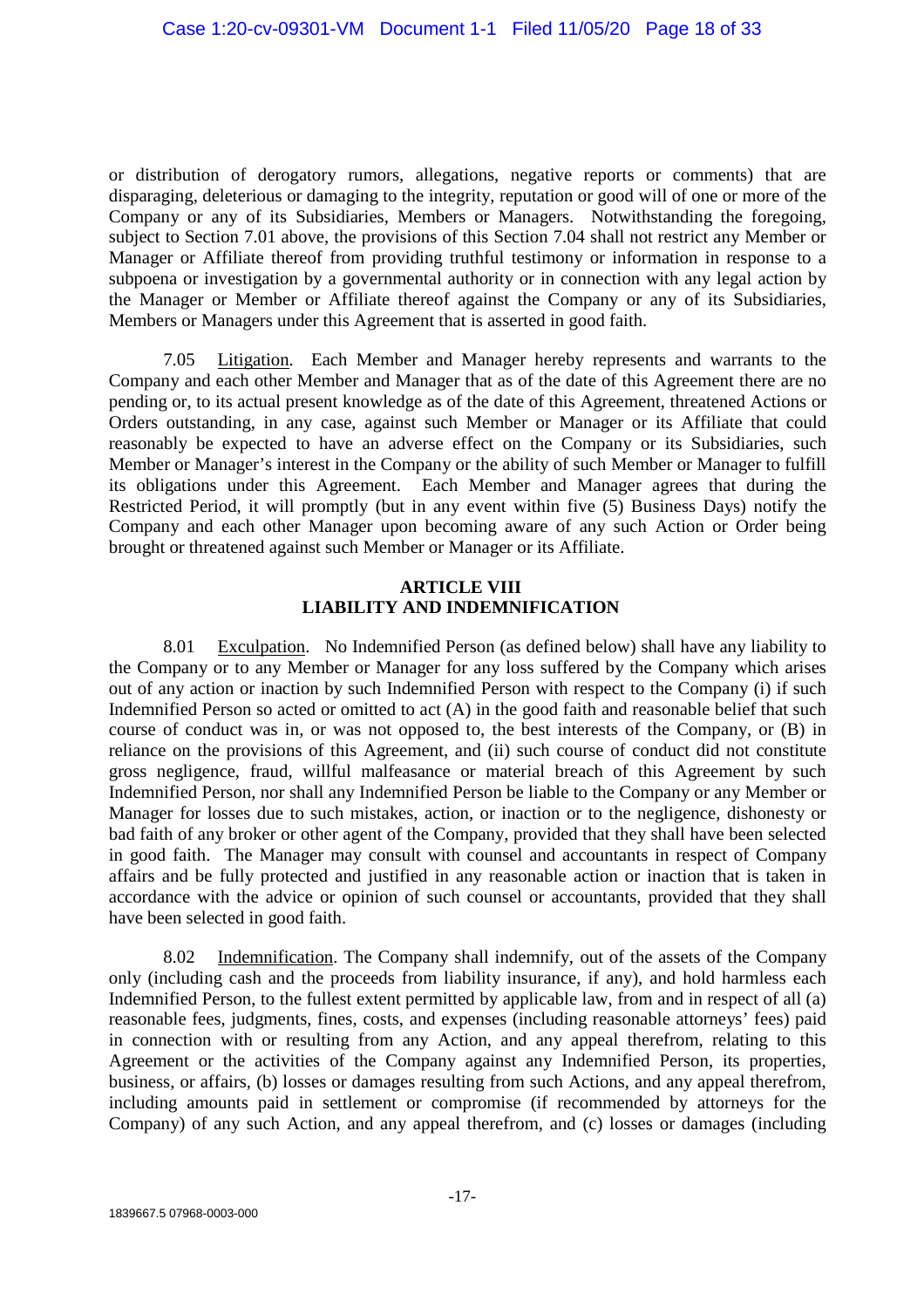or distribution of derogatory rumors, allegations, negative reports or comments) that are disparaging, deleterious or damaging to the integrity, reputation or good will of one or more of the Company or any of its Subsidiaries, Members or Managers. Notwithstanding the foregoing, subject to Section 7.01 above, the provisions of this Section 7.04 shall not restrict any Member or Manager or Affiliate thereof from providing truthful testimony or information in response to a subpoena or investigation by a governmental authority or in connection with any legal action by the Manager or Member or Affiliate thereof against the Company or any of its Subsidiaries, Members or Managers under this Agreement that is asserted in good faith.

7.05 Litigation. Each Member and Manager hereby represents and warrants to the Company and each other Member and Manager that as of the date of this Agreement there are no pending or, to its actual present knowledge as of the date of this Agreement, threatened Actions or Orders outstanding, in any case, against such Member or Manager or its Affiliate that could reasonably be expected to have an adverse effect on the Company or its Subsidiaries, such Member or Manager's interest in the Company or the ability of such Member or Manager to fulfill its obligations under this Agreement. Each Member and Manager agrees that during the Restricted Period, it will promptly (but in any event within five (5) Business Days) notify the Company and each other Manager upon becoming aware of any such Action or Order being brought or threatened against such Member or Manager or its Affiliate.

## ARTICLE VIII
## LIABILITY AND INDEMNIFICATION

8.01 Exculpation. No Indemnified Person (as defined below) shall have any liability to the Company or to any Member or Manager for any loss suffered by the Company which arises out of any action or inaction by such Indemnified Person with respect to the Company (i) if such Indemnified Person so acted or omitted to act (A) in the good faith and reasonable belief that such course of conduct was in, or was not opposed to, the best interests of the Company, or (B) in reliance on the provisions of this Agreement, and (ii) such course of conduct did not constitute gross negligence, fraud, willful malfeasance or material breach of this Agreement by such Indemnified Person, nor shall any Indemnified Person be liable to the Company or any Member or Manager for losses due to such mistakes, action, or inaction or to the negligence, dishonesty or bad faith of any broker or other agent of the Company, provided that they shall have been selected in good faith. The Manager may consult with counsel and accountants in respect of Company affairs and be fully protected and justified in any reasonable action or inaction that is taken in accordance with the advice or opinion of such counsel or accountants, provided that they shall have been selected in good faith.

8.02 Indemnification. The Company shall indemnify, out of the assets of the Company only (including cash and the proceeds from liability insurance, if any), and hold harmless each Indemnified Person, to the fullest extent permitted by applicable law, from and in respect of all (a) reasonable fees, judgments, fines, costs, and expenses (including reasonable attorneys' fees) paid in connection with or resulting from any Action, and any appeal therefrom, relating to this Agreement or the activities of the Company against any Indemnified Person, its properties, business, or affairs, (b) losses or damages resulting from such Actions, and any appeal therefrom, including amounts paid in settlement or compromise (if recommended by attorneys for the Company) of any such Action, and any appeal therefrom, and (c) losses or damages (including

1839667.5 07968-0003-000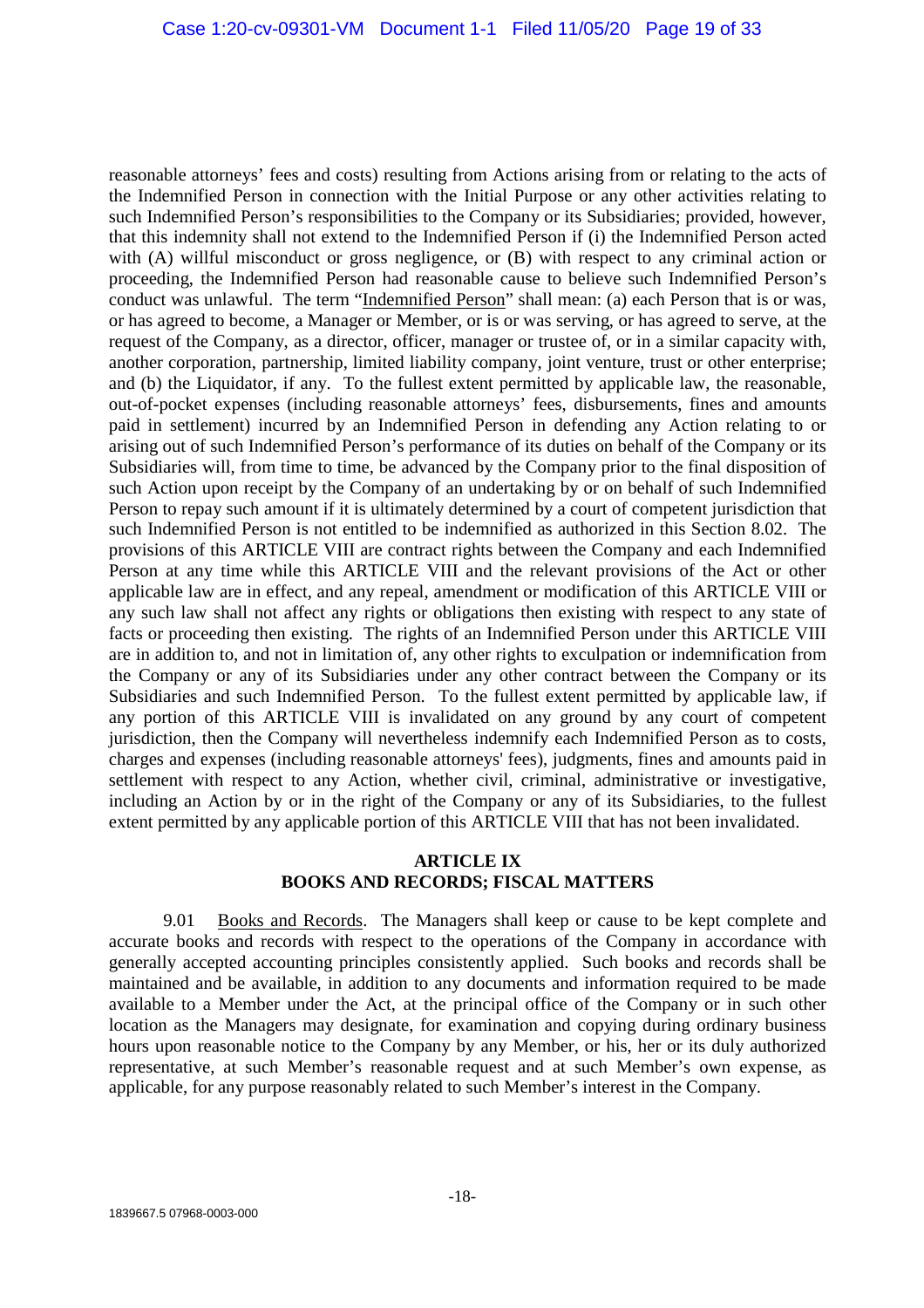reasonable attorneys' fees and costs) resulting from Actions arising from or relating to the acts of the Indemnified Person in connection with the Initial Purpose or any other activities relating to such Indemnified Person's responsibilities to the Company or its Subsidiaries; provided, however, that this indemnity shall not extend to the Indemnified Person if (i) the Indemnified Person acted with (A) willful misconduct or gross negligence, or (B) with respect to any criminal action or proceeding, the Indemnified Person had reasonable cause to believe such Indemnified Person's conduct was unlawful. The term "Indemnified Person" shall mean: (a) each Person that is or was, or has agreed to become, a Manager or Member, or is or was serving, or has agreed to serve, at the request of the Company, as a director, officer, manager or trustee of, or in a similar capacity with, another corporation, partnership, limited liability company, joint venture, trust or other enterprise; and (b) the Liquidator, if any. To the fullest extent permitted by applicable law, the reasonable, out-of-pocket expenses (including reasonable attorneys' fees, disbursements, fines and amounts paid in settlement) incurred by an Indemnified Person in defending any Action relating to or arising out of such Indemnified Person's performance of its duties on behalf of the Company or its Subsidiaries will, from time to time, be advanced by the Company prior to the final disposition of such Action upon receipt by the Company of an undertaking by or on behalf of such Indemnified Person to repay such amount if it is ultimately determined by a court of competent jurisdiction that such Indemnified Person is not entitled to be indemnified as authorized in this Section 8.02. The provisions of this ARTICLE VIII are contract rights between the Company and each Indemnified Person at any time while this ARTICLE VIII and the relevant provisions of the Act or other applicable law are in effect, and any repeal, amendment or modification of this ARTICLE VIII or any such law shall not affect any rights or obligations then existing with respect to any state of facts or proceeding then existing. The rights of an Indemnified Person under this ARTICLE VIII are in addition to, and not in limitation of, any other rights to exculpation or indemnification from the Company or any of its Subsidiaries under any other contract between the Company or its Subsidiaries and such Indemnified Person. To the fullest extent permitted by applicable law, if any portion of this ARTICLE VIII is invalidated on any ground by any court of competent jurisdiction, then the Company will nevertheless indemnify each Indemnified Person as to costs, charges and expenses (including reasonable attorneys' fees), judgments, fines and amounts paid in settlement with respect to any Action, whether civil, criminal, administrative or investigative, including an Action by or in the right of the Company or any of its Subsidiaries, to the fullest extent permitted by any applicable portion of this ARTICLE VIII that has not been invalidated.

## ARTICLE IX
## BOOKS AND RECORDS; FISCAL MATTERS

9.01 Books and Records. The Managers shall keep or cause to be kept complete and accurate books and records with respect to the operations of the Company in accordance with generally accepted accounting principles consistently applied. Such books and records shall be maintained and be available, in addition to any documents and information required to be made available to a Member under the Act, at the principal office of the Company or in such other location as the Managers may designate, for examination and copying during ordinary business hours upon reasonable notice to the Company by any Member, or his, her or its duly authorized representative, at such Member's reasonable request and at such Member's own expense, as applicable, for any purpose reasonably related to such Member's interest in the Company.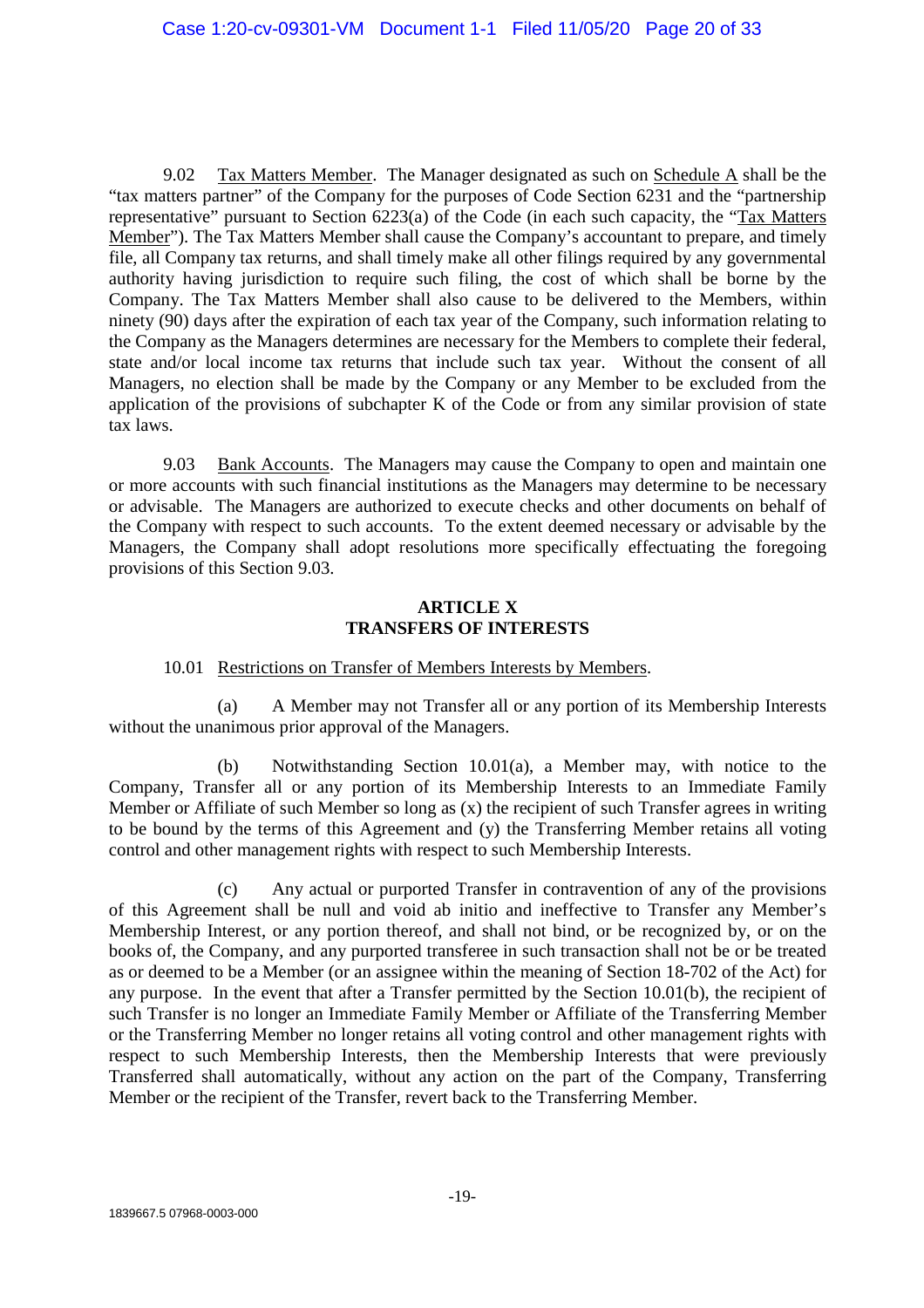9.02 Tax Matters Member. The Manager designated as such on Schedule A shall be the "tax matters partner" of the Company for the purposes of Code Section 6231 and the "partnership representative" pursuant to Section 6223(a) of the Code (in each such capacity, the "Tax Matters Member"). The Tax Matters Member shall cause the Company's accountant to prepare, and timely file, all Company tax returns, and shall timely make all other filings required by any governmental authority having jurisdiction to require such filing, the cost of which shall be borne by the Company. The Tax Matters Member shall also cause to be delivered to the Members, within ninety (90) days after the expiration of each tax year of the Company, such information relating to the Company as the Managers determines are necessary for the Members to complete their federal, state and/or local income tax returns that include such tax year. Without the consent of all Managers, no election shall be made by the Company or any Member to be excluded from the application of the provisions of subchapter K of the Code or from any similar provision of state tax laws.

9.03 Bank Accounts. The Managers may cause the Company to open and maintain one or more accounts with such financial institutions as the Managers may determine to be necessary or advisable. The Managers are authorized to execute checks and other documents on behalf of the Company with respect to such accounts. To the extent deemed necessary or advisable by the Managers, the Company shall adopt resolutions more specifically effectuating the foregoing provisions of this Section 9.03.

## ARTICLE X
## TRANSFERS OF INTERESTS

10.01 Restrictions on Transfer of Members Interests by Members.

(a) A Member may not Transfer all or any portion of its Membership Interests without the unanimous prior approval of the Managers.

(b) Notwithstanding Section 10.01(a), a Member may, with notice to the Company, Transfer all or any portion of its Membership Interests to an Immediate Family Member or Affiliate of such Member so long as (x) the recipient of such Transfer agrees in writing to be bound by the terms of this Agreement and (y) the Transferring Member retains all voting control and other management rights with respect to such Membership Interests.

(c) Any actual or purported Transfer in contravention of any of the provisions of this Agreement shall be null and void ab initio and ineffective to Transfer any Member's Membership Interest, or any portion thereof, and shall not bind, or be recognized by, or on the books of, the Company, and any purported transferee in such transaction shall not be or be treated as or deemed to be a Member (or an assignee within the meaning of Section 18-702 of the Act) for any purpose. In the event that after a Transfer permitted by the Section 10.01(b), the recipient of such Transfer is no longer an Immediate Family Member or Affiliate of the Transferring Member or the Transferring Member no longer retains all voting control and other management rights with respect to such Membership Interests, then the Membership Interests that were previously Transferred shall automatically, without any action on the part of the Company, Transferring Member or the recipient of the Transfer, revert back to the Transferring Member.

1839667.5 07968-0003-000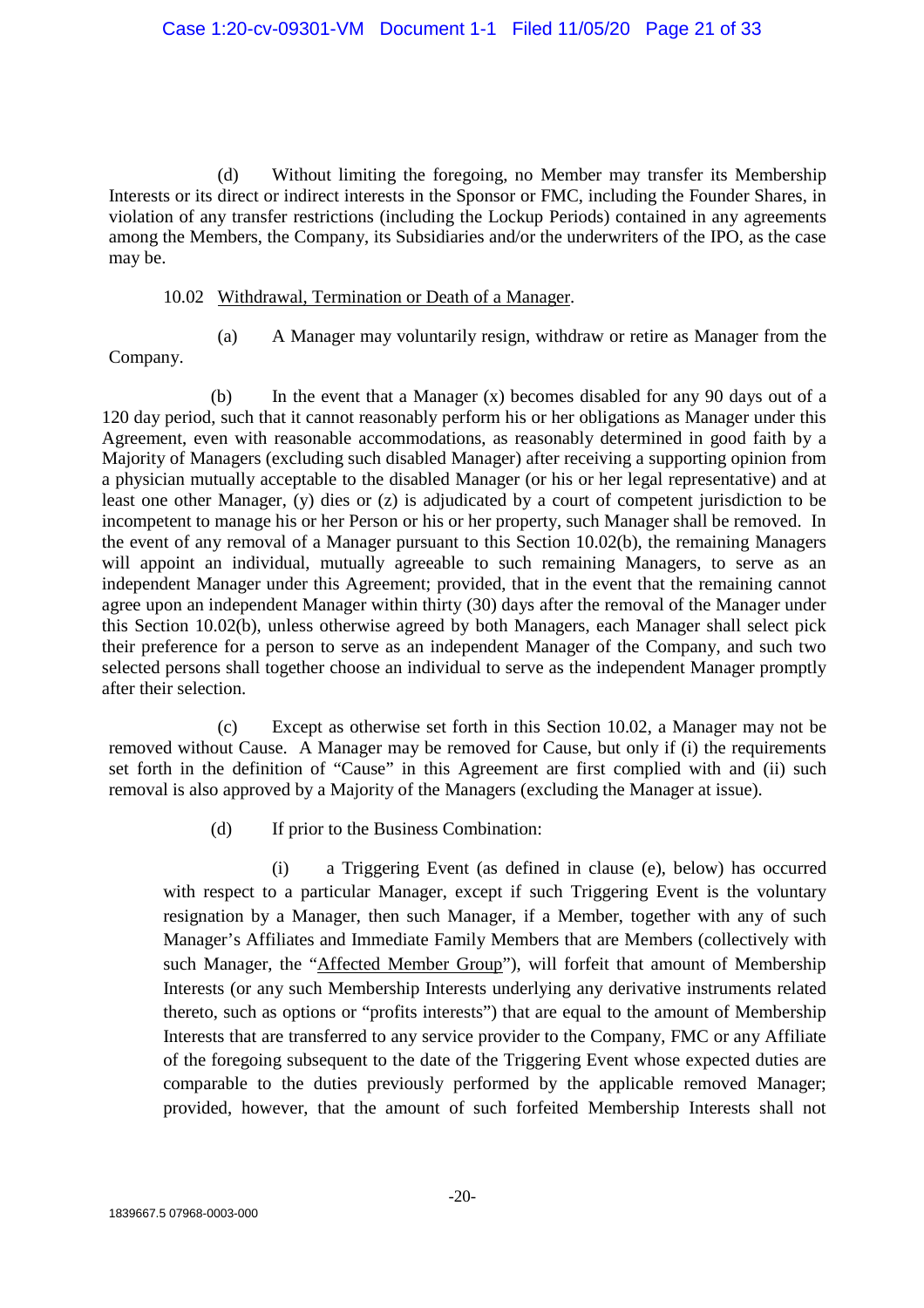(d) Without limiting the foregoing, no Member may transfer its Membership Interests or its direct or indirect interests in the Sponsor or FMC, including the Founder Shares, in violation of any transfer restrictions (including the Lockup Periods) contained in any agreements among the Members, the Company, its Subsidiaries and/or the underwriters of the IPO, as the case may be.

10.02 Withdrawal, Termination or Death of a Manager.

(a) A Manager may voluntarily resign, withdraw or retire as Manager from the Company.

(b) In the event that a Manager (x) becomes disabled for any 90 days out of a 120 day period, such that it cannot reasonably perform his or her obligations as Manager under this Agreement, even with reasonable accommodations, as reasonably determined in good faith by a Majority of Managers (excluding such disabled Manager) after receiving a supporting opinion from a physician mutually acceptable to the disabled Manager (or his or her legal representative) and at least one other Manager, (y) dies or (z) is adjudicated by a court of competent jurisdiction to be incompetent to manage his or her Person or his or her property, such Manager shall be removed. In the event of any removal of a Manager pursuant to this Section 10.02(b), the remaining Managers will appoint an individual, mutually agreeable to such remaining Managers, to serve as an independent Manager under this Agreement; provided, that in the event that the remaining cannot agree upon an independent Manager within thirty (30) days after the removal of the Manager under this Section 10.02(b), unless otherwise agreed by both Managers, each Manager shall select pick their preference for a person to serve as an independent Manager of the Company, and such two selected persons shall together choose an individual to serve as the independent Manager promptly after their selection.

(c) Except as otherwise set forth in this Section 10.02, a Manager may not be removed without Cause. A Manager may be removed for Cause, but only if (i) the requirements set forth in the definition of "Cause" in this Agreement are first complied with and (ii) such removal is also approved by a Majority of the Managers (excluding the Manager at issue).

(d) If prior to the Business Combination:

(i) a Triggering Event (as defined in clause (e), below) has occurred with respect to a particular Manager, except if such Triggering Event is the voluntary resignation by a Manager, then such Manager, if a Member, together with any of such Manager's Affiliates and Immediate Family Members that are Members (collectively with such Manager, the "Affected Member Group"), will forfeit that amount of Membership Interests (or any such Membership Interests underlying any derivative instruments related thereto, such as options or "profits interests") that are equal to the amount of Membership Interests that are transferred to any service provider to the Company, FMC or any Affiliate of the foregoing subsequent to the date of the Triggering Event whose expected duties are comparable to the duties previously performed by the applicable removed Manager; provided, however, that the amount of such forfeited Membership Interests shall not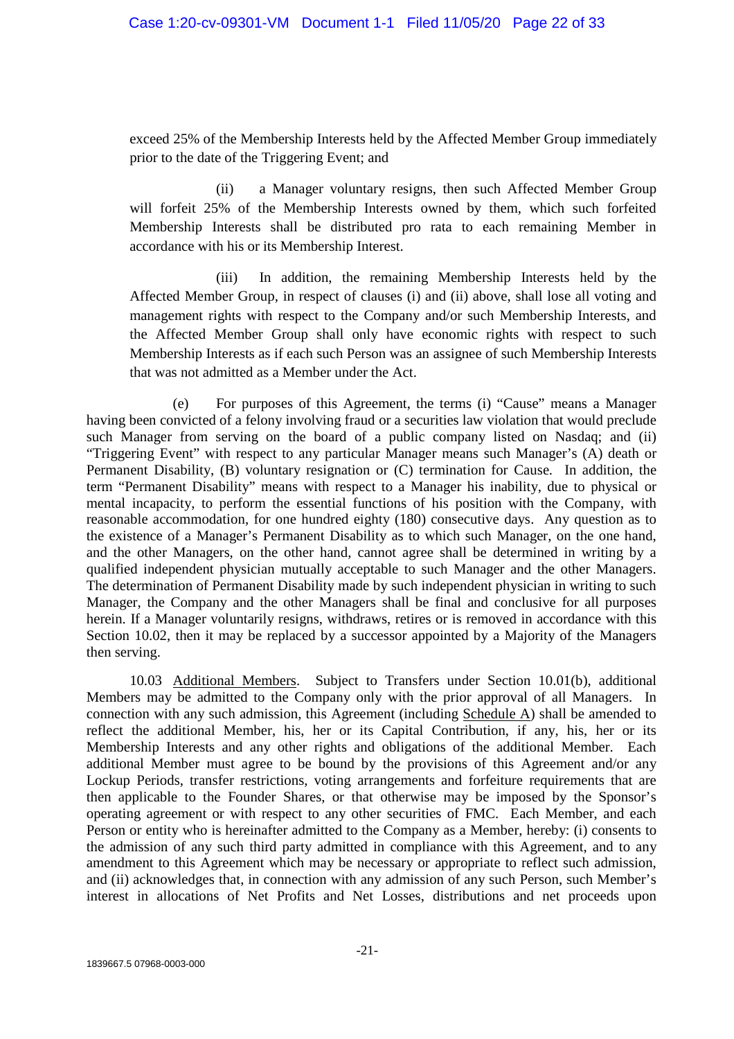exceed 25% of the Membership Interests held by the Affected Member Group immediately prior to the date of the Triggering Event; and

(ii) a Manager voluntary resigns, then such Affected Member Group will forfeit 25% of the Membership Interests owned by them, which such forfeited Membership Interests shall be distributed pro rata to each remaining Member in accordance with his or its Membership Interest.

(iii) In addition, the remaining Membership Interests held by the Affected Member Group, in respect of clauses (i) and (ii) above, shall lose all voting and management rights with respect to the Company and/or such Membership Interests, and the Affected Member Group shall only have economic rights with respect to such Membership Interests as if each such Person was an assignee of such Membership Interests that was not admitted as a Member under the Act.

(e) For purposes of this Agreement, the terms (i) "Cause" means a Manager having been convicted of a felony involving fraud or a securities law violation that would preclude such Manager from serving on the board of a public company listed on Nasdaq; and (ii) "Triggering Event" with respect to any particular Manager means such Manager's (A) death or Permanent Disability, (B) voluntary resignation or (C) termination for Cause. In addition, the term "Permanent Disability" means with respect to a Manager his inability, due to physical or mental incapacity, to perform the essential functions of his position with the Company, with reasonable accommodation, for one hundred eighty (180) consecutive days. Any question as to the existence of a Manager's Permanent Disability as to which such Manager, on the one hand, and the other Managers, on the other hand, cannot agree shall be determined in writing by a qualified independent physician mutually acceptable to such Manager and the other Managers. The determination of Permanent Disability made by such independent physician in writing to such Manager, the Company and the other Managers shall be final and conclusive for all purposes herein. If a Manager voluntarily resigns, withdraws, retires or is removed in accordance with this Section 10.02, then it may be replaced by a successor appointed by a Majority of the Managers then serving.

10.03 Additional Members. Subject to Transfers under Section 10.01(b), additional Members may be admitted to the Company only with the prior approval of all Managers. In connection with any such admission, this Agreement (including Schedule A) shall be amended to reflect the additional Member, his, her or its Capital Contribution, if any, his, her or its Membership Interests and any other rights and obligations of the additional Member. Each additional Member must agree to be bound by the provisions of this Agreement and/or any Lockup Periods, transfer restrictions, voting arrangements and forfeiture requirements that are then applicable to the Founder Shares, or that otherwise may be imposed by the Sponsor's operating agreement or with respect to any other securities of FMC. Each Member, and each Person or entity who is hereinafter admitted to the Company as a Member, hereby: (i) consents to the admission of any such third party admitted in compliance with this Agreement, and to any amendment to this Agreement which may be necessary or appropriate to reflect such admission, and (ii) acknowledges that, in connection with any admission of any such Person, such Member's interest in allocations of Net Profits and Net Losses, distributions and net proceeds upon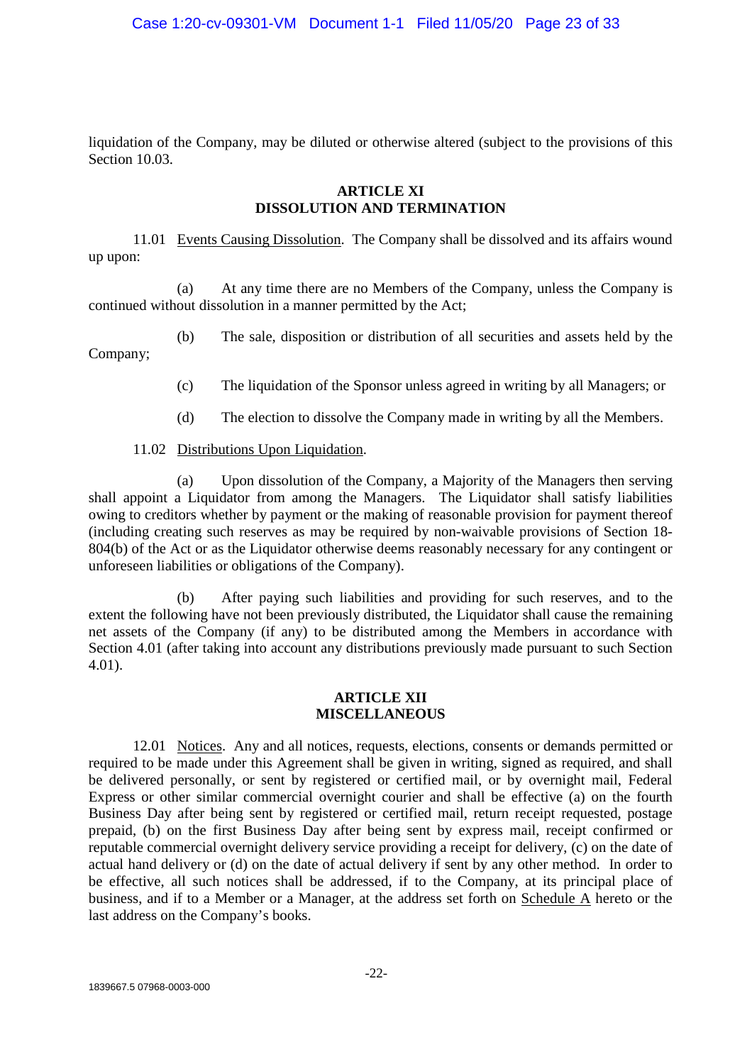liquidation of the Company, may be diluted or otherwise altered (subject to the provisions of this Section 10.03.

## ARTICLE XI
## DISSOLUTION AND TERMINATION

11.01 Events Causing Dissolution. The Company shall be dissolved and its affairs wound up upon:

(a) At any time there are no Members of the Company, unless the Company is continued without dissolution in a manner permitted by the Act;

(b) The sale, disposition or distribution of all securities and assets held by the Company;

(c) The liquidation of the Sponsor unless agreed in writing by all Managers; or

(d) The election to dissolve the Company made in writing by all the Members.

11.02 Distributions Upon Liquidation.

(a) Upon dissolution of the Company, a Majority of the Managers then serving shall appoint a Liquidator from among the Managers. The Liquidator shall satisfy liabilities owing to creditors whether by payment or the making of reasonable provision for payment thereof (including creating such reserves as may be required by non-waivable provisions of Section 18-804(b) of the Act or as the Liquidator otherwise deems reasonably necessary for any contingent or unforeseen liabilities or obligations of the Company).

(b) After paying such liabilities and providing for such reserves, and to the extent the following have not been previously distributed, the Liquidator shall cause the remaining net assets of the Company (if any) to be distributed among the Members in accordance with Section 4.01 (after taking into account any distributions previously made pursuant to such Section 4.01).

## ARTICLE XII
## MISCELLANEOUS

12.01 Notices. Any and all notices, requests, elections, consents or demands permitted or required to be made under this Agreement shall be given in writing, signed as required, and shall be delivered personally, or sent by registered or certified mail, or by overnight mail, Federal Express or other similar commercial overnight courier and shall be effective (a) on the fourth Business Day after being sent by registered or certified mail, return receipt requested, postage prepaid, (b) on the first Business Day after being sent by express mail, receipt confirmed or reputable commercial overnight delivery service providing a receipt for delivery, (c) on the date of actual hand delivery or (d) on the date of actual delivery if sent by any other method. In order to be effective, all such notices shall be addressed, if to the Company, at its principal place of business, and if to a Member or a Manager, at the address set forth on Schedule A hereto or the last address on the Company's books.

1839667.5 07968-0003-000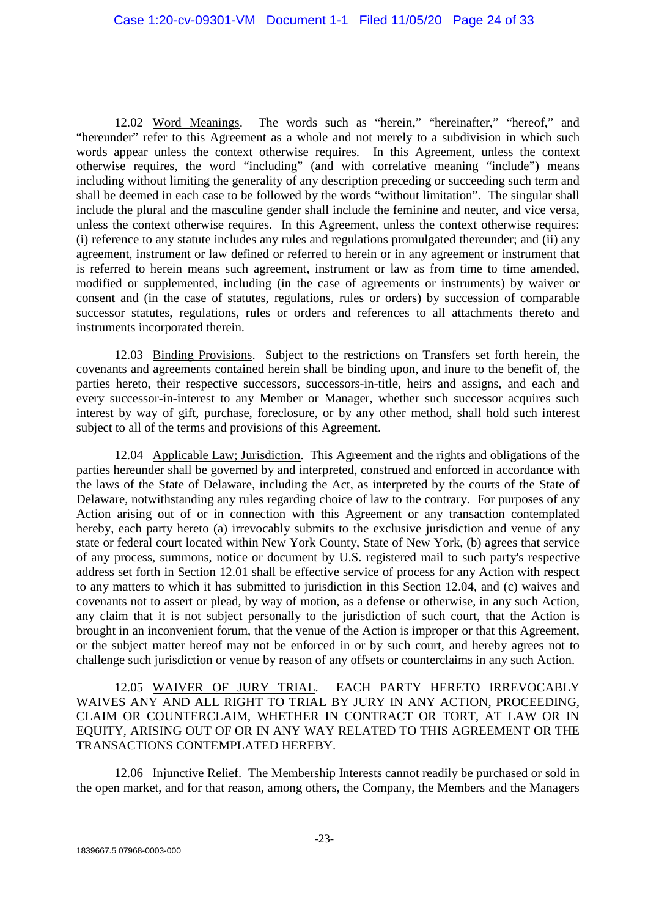12.02 Word Meanings. The words such as "herein," "hereinafter," "hereof," and "hereunder" refer to this Agreement as a whole and not merely to a subdivision in which such words appear unless the context otherwise requires. In this Agreement, unless the context otherwise requires, the word "including" (and with correlative meaning "include") means including without limiting the generality of any description preceding or succeeding such term and shall be deemed in each case to be followed by the words "without limitation". The singular shall include the plural and the masculine gender shall include the feminine and neuter, and vice versa, unless the context otherwise requires. In this Agreement, unless the context otherwise requires: (i) reference to any statute includes any rules and regulations promulgated thereunder; and (ii) any agreement, instrument or law defined or referred to herein or in any agreement or instrument that is referred to herein means such agreement, instrument or law as from time to time amended, modified or supplemented, including (in the case of agreements or instruments) by waiver or consent and (in the case of statutes, regulations, rules or orders) by succession of comparable successor statutes, regulations, rules or orders and references to all attachments thereto and instruments incorporated therein.

12.03 Binding Provisions. Subject to the restrictions on Transfers set forth herein, the covenants and agreements contained herein shall be binding upon, and inure to the benefit of, the parties hereto, their respective successors, successors-in-title, heirs and assigns, and each and every successor-in-interest to any Member or Manager, whether such successor acquires such interest by way of gift, purchase, foreclosure, or by any other method, shall hold such interest subject to all of the terms and provisions of this Agreement.

12.04 Applicable Law; Jurisdiction. This Agreement and the rights and obligations of the parties hereunder shall be governed by and interpreted, construed and enforced in accordance with the laws of the State of Delaware, including the Act, as interpreted by the courts of the State of Delaware, notwithstanding any rules regarding choice of law to the contrary. For purposes of any Action arising out of or in connection with this Agreement or any transaction contemplated hereby, each party hereto (a) irrevocably submits to the exclusive jurisdiction and venue of any state or federal court located within New York County, State of New York, (b) agrees that service of any process, summons, notice or document by U.S. registered mail to such party's respective address set forth in Section 12.01 shall be effective service of process for any Action with respect to any matters to which it has submitted to jurisdiction in this Section 12.04, and (c) waives and covenants not to assert or plead, by way of motion, as a defense or otherwise, in any such Action, any claim that it is not subject personally to the jurisdiction of such court, that the Action is brought in an inconvenient forum, that the venue of the Action is improper or that this Agreement, or the subject matter hereof may not be enforced in or by such court, and hereby agrees not to challenge such jurisdiction or venue by reason of any offsets or counterclaims in any such Action.

12.05 WAIVER OF JURY TRIAL. EACH PARTY HERETO IRREVOCABLY WAIVES ANY AND ALL RIGHT TO TRIAL BY JURY IN ANY ACTION, PROCEEDING, CLAIM OR COUNTERCLAIM, WHETHER IN CONTRACT OR TORT, AT LAW OR IN EQUITY, ARISING OUT OF OR IN ANY WAY RELATED TO THIS AGREEMENT OR THE TRANSACTIONS CONTEMPLATED HEREBY.

12.06 Injunctive Relief. The Membership Interests cannot readily be purchased or sold in the open market, and for that reason, among others, the Company, the Members and the Managers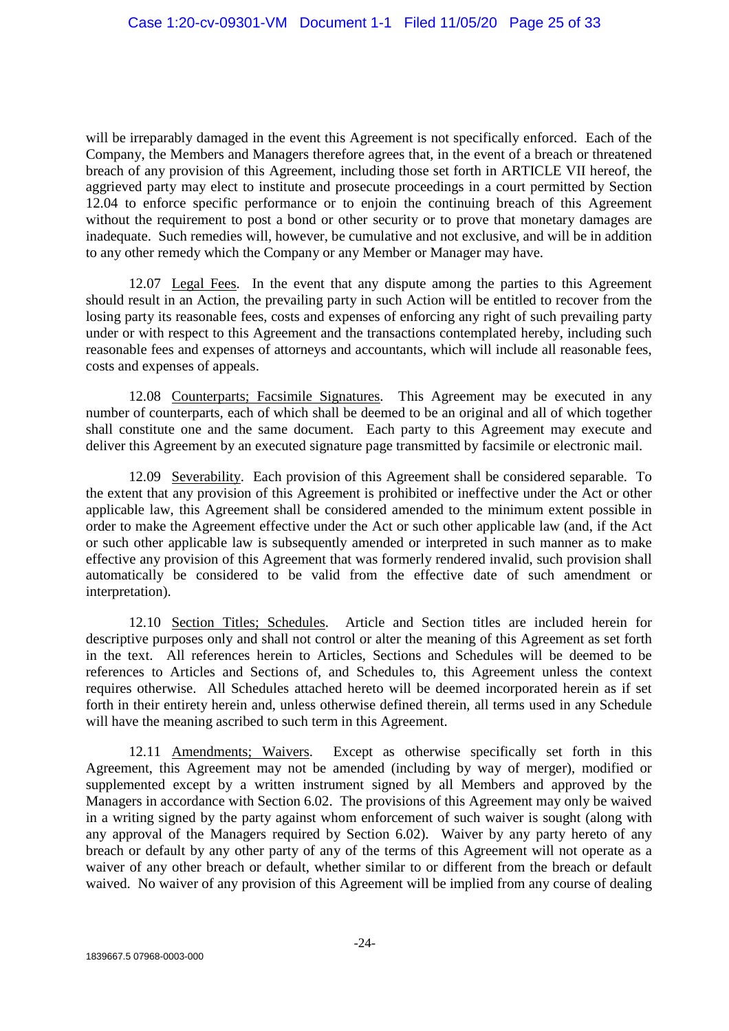will be irreparably damaged in the event this Agreement is not specifically enforced. Each of the Company, the Members and Managers therefore agrees that, in the event of a breach or threatened breach of any provision of this Agreement, including those set forth in ARTICLE VII hereof, the aggrieved party may elect to institute and prosecute proceedings in a court permitted by Section 12.04 to enforce specific performance or to enjoin the continuing breach of this Agreement without the requirement to post a bond or other security or to prove that monetary damages are inadequate. Such remedies will, however, be cumulative and not exclusive, and will be in addition to any other remedy which the Company or any Member or Manager may have.

12.07 Legal Fees. In the event that any dispute among the parties to this Agreement should result in an Action, the prevailing party in such Action will be entitled to recover from the losing party its reasonable fees, costs and expenses of enforcing any right of such prevailing party under or with respect to this Agreement and the transactions contemplated hereby, including such reasonable fees and expenses of attorneys and accountants, which will include all reasonable fees, costs and expenses of appeals.

12.08 Counterparts; Facsimile Signatures. This Agreement may be executed in any number of counterparts, each of which shall be deemed to be an original and all of which together shall constitute one and the same document. Each party to this Agreement may execute and deliver this Agreement by an executed signature page transmitted by facsimile or electronic mail.

12.09 Severability. Each provision of this Agreement shall be considered separable. To the extent that any provision of this Agreement is prohibited or ineffective under the Act or other applicable law, this Agreement shall be considered amended to the minimum extent possible in order to make the Agreement effective under the Act or such other applicable law (and, if the Act or such other applicable law is subsequently amended or interpreted in such manner as to make effective any provision of this Agreement that was formerly rendered invalid, such provision shall automatically be considered to be valid from the effective date of such amendment or interpretation).

12.10 Section Titles; Schedules. Article and Section titles are included herein for descriptive purposes only and shall not control or alter the meaning of this Agreement as set forth in the text. All references herein to Articles, Sections and Schedules will be deemed to be references to Articles and Sections of, and Schedules to, this Agreement unless the context requires otherwise. All Schedules attached hereto will be deemed incorporated herein as if set forth in their entirety herein and, unless otherwise defined therein, all terms used in any Schedule will have the meaning ascribed to such term in this Agreement.

12.11 Amendments; Waivers. Except as otherwise specifically set forth in this Agreement, this Agreement may not be amended (including by way of merger), modified or supplemented except by a written instrument signed by all Members and approved by the Managers in accordance with Section 6.02. The provisions of this Agreement may only be waived in a writing signed by the party against whom enforcement of such waiver is sought (along with any approval of the Managers required by Section 6.02). Waiver by any party hereto of any breach or default by any other party of any of the terms of this Agreement will not operate as a waiver of any other breach or default, whether similar to or different from the breach or default waived. No waiver of any provision of this Agreement will be implied from any course of dealing

1839667.5 07968-0003-000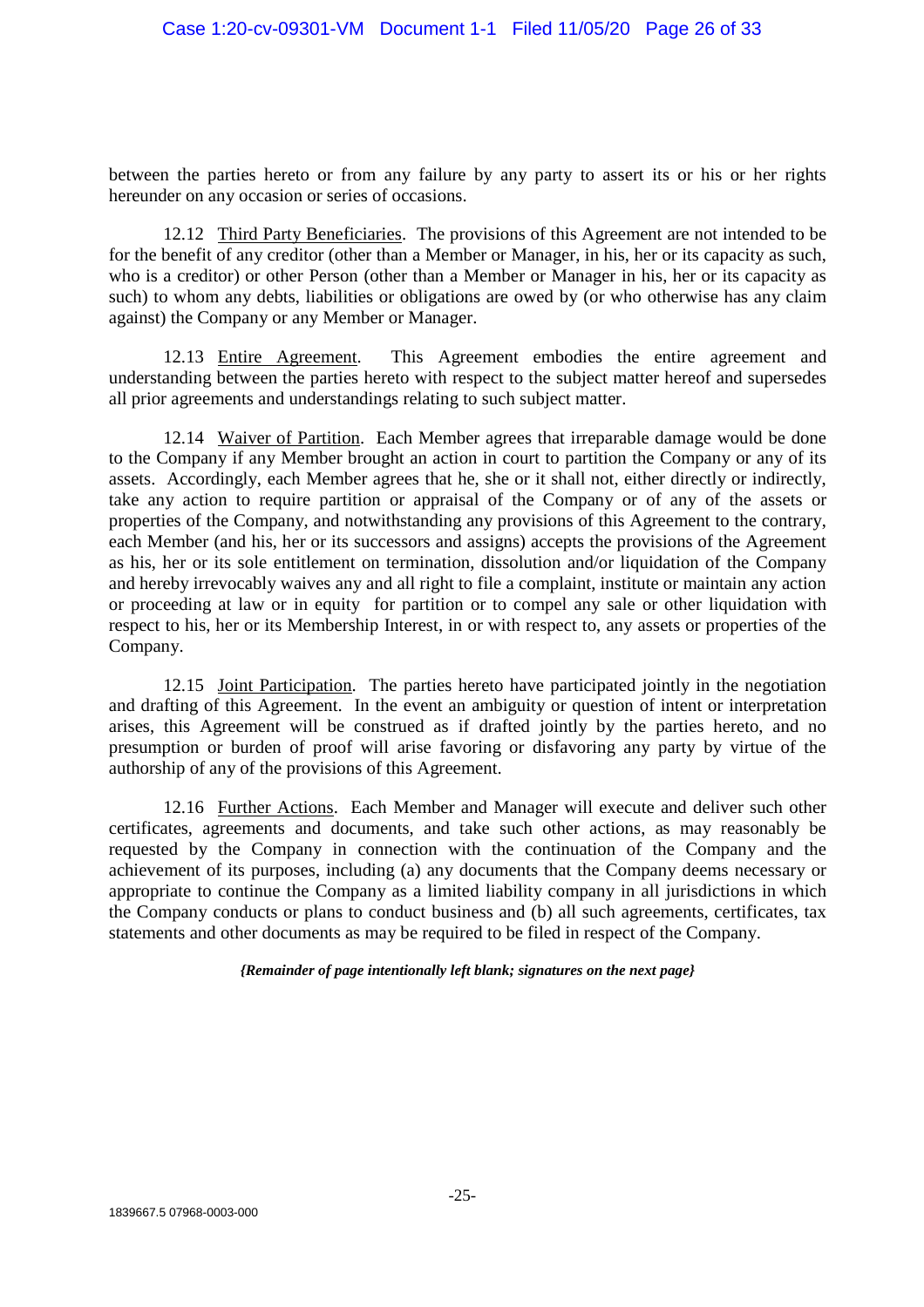between the parties hereto or from any failure by any party to assert its or his or her rights hereunder on any occasion or series of occasions.

12.12 Third Party Beneficiaries. The provisions of this Agreement are not intended to be for the benefit of any creditor (other than a Member or Manager, in his, her or its capacity as such, who is a creditor) or other Person (other than a Member or Manager in his, her or its capacity as such) to whom any debts, liabilities or obligations are owed by (or who otherwise has any claim against) the Company or any Member or Manager.

12.13 Entire Agreement. This Agreement embodies the entire agreement and understanding between the parties hereto with respect to the subject matter hereof and supersedes all prior agreements and understandings relating to such subject matter.

12.14 Waiver of Partition. Each Member agrees that irreparable damage would be done to the Company if any Member brought an action in court to partition the Company or any of its assets. Accordingly, each Member agrees that he, she or it shall not, either directly or indirectly, take any action to require partition or appraisal of the Company or of any of the assets or properties of the Company, and notwithstanding any provisions of this Agreement to the contrary, each Member (and his, her or its successors and assigns) accepts the provisions of the Agreement as his, her or its sole entitlement on termination, dissolution and/or liquidation of the Company and hereby irrevocably waives any and all right to file a complaint, institute or maintain any action or proceeding at law or in equity for partition or to compel any sale or other liquidation with respect to his, her or its Membership Interest, in or with respect to, any assets or properties of the Company.

12.15 Joint Participation. The parties hereto have participated jointly in the negotiation and drafting of this Agreement. In the event an ambiguity or question of intent or interpretation arises, this Agreement will be construed as if drafted jointly by the parties hereto, and no presumption or burden of proof will arise favoring or disfavoring any party by virtue of the authorship of any of the provisions of this Agreement.

12.16 Further Actions. Each Member and Manager will execute and deliver such other certificates, agreements and documents, and take such other actions, as may reasonably be requested by the Company in connection with the continuation of the Company and the achievement of its purposes, including (a) any documents that the Company deems necessary or appropriate to continue the Company as a limited liability company in all jurisdictions in which the Company conducts or plans to conduct business and (b) all such agreements, certificates, tax statements and other documents as may be required to be filed in respect of the Company.

***{Remainder of page intentionally left blank; signatures on the next page}***

1839667.5 07968-0003-000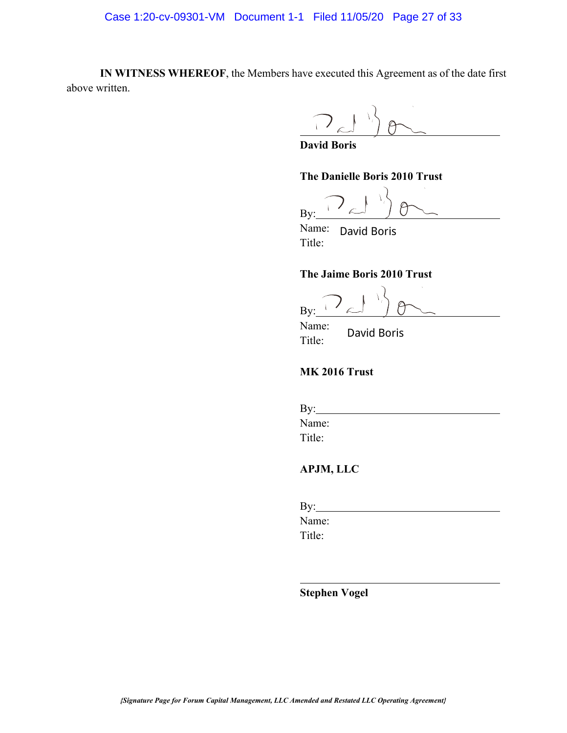**IN WITNESS WHEREOF**, the Members have executed this Agreement as of the date first above written.

\_\_\_\_\_\_\_\_\_\_\_\_\_\_\_\_\_\_\_\_\_\_\_\_\_\_\_\_\_\_\_\_\_\_\_\_
**David Boris**

**The Danielle Boris 2010 Trust**

By:\_\_\_\_\_\_\_\_\_\_\_\_\_\_\_\_\_\_\_\_\_\_\_\_\_\_\_\_\_\_\_\_\_\_
Name: David Boris
Title:

**The Jaime Boris 2010 Trust**

By:\_\_\_\_\_\_\_\_\_\_\_\_\_\_\_\_\_\_\_\_\_\_\_\_\_\_\_\_\_\_\_\_\_\_
Name: David Boris
Title:

**MK 2016 Trust**

By:\_\_\_\_\_\_\_\_\_\_\_\_\_\_\_\_\_\_\_\_\_\_\_\_\_\_\_\_\_\_\_\_\_\_
Name:
Title:

**APJM, LLC**

By:\_\_\_\_\_\_\_\_\_\_\_\_\_\_\_\_\_\_\_\_\_\_\_\_\_\_\_\_\_\_\_\_\_\_
Name:
Title:

\_\_\_\_\_\_\_\_\_\_\_\_\_\_\_\_\_\_\_\_\_\_\_\_\_\_\_\_\_\_\_\_\_\_\_\_
**Stephen Vogel**

***{Signature Page for Forum Capital Management, LLC Amended and Restated LLC Operating Agreement}***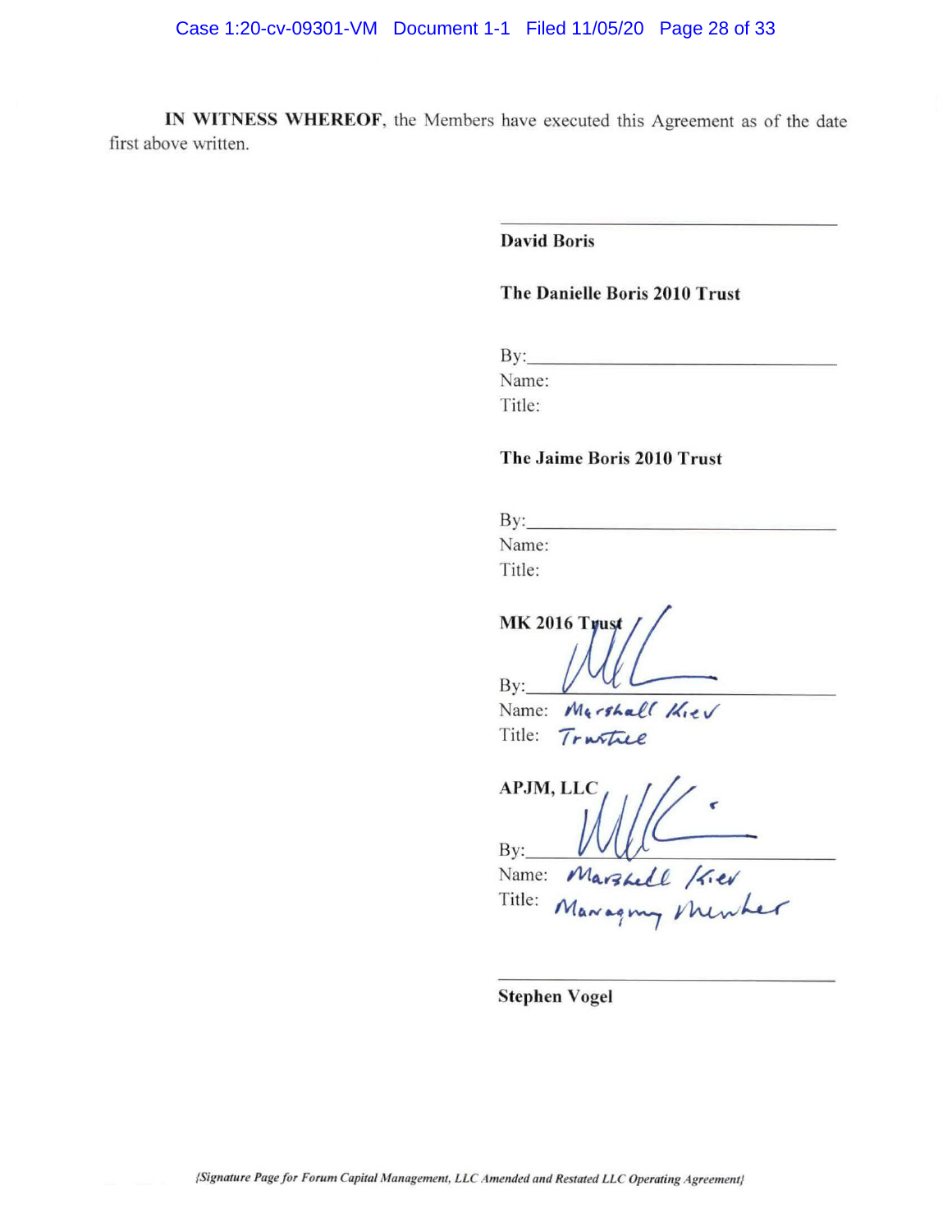**IN WITNESS WHEREOF**, the Members have executed this Agreement as of the date first above written.

\_\_\_\_\_\_\_\_\_\_\_\_\_\_\_\_\_\_\_\_\_\_\_\_\_\_\_\_\_\_\_\_

**David Boris**

**The Danielle Boris 2010 Trust**

By:\_\_\_\_\_\_\_\_\_\_\_\_\_\_\_\_\_\_\_\_\_\_\_\_\_\_\_\_\_\_
Name:
Title:

**The Jaime Boris 2010 Trust**

By:\_\_\_\_\_\_\_\_\_\_\_\_\_\_\_\_\_\_\_\_\_\_\_\_\_\_\_\_\_\_
Name:
Title:

**MK 2016 Trust**

By: [signature]
Name: Marshall Kiev
Title: Trustee

**APJM, LLC**

By: [signature]
Name: Marshall Kiev
Title: Managing Member

\_\_\_\_\_\_\_\_\_\_\_\_\_\_\_\_\_\_\_\_\_\_\_\_\_\_\_\_\_\_\_\_

**Stephen Vogel**

*{Signature Page for Forum Capital Management, LLC Amended and Restated LLC Operating Agreement}*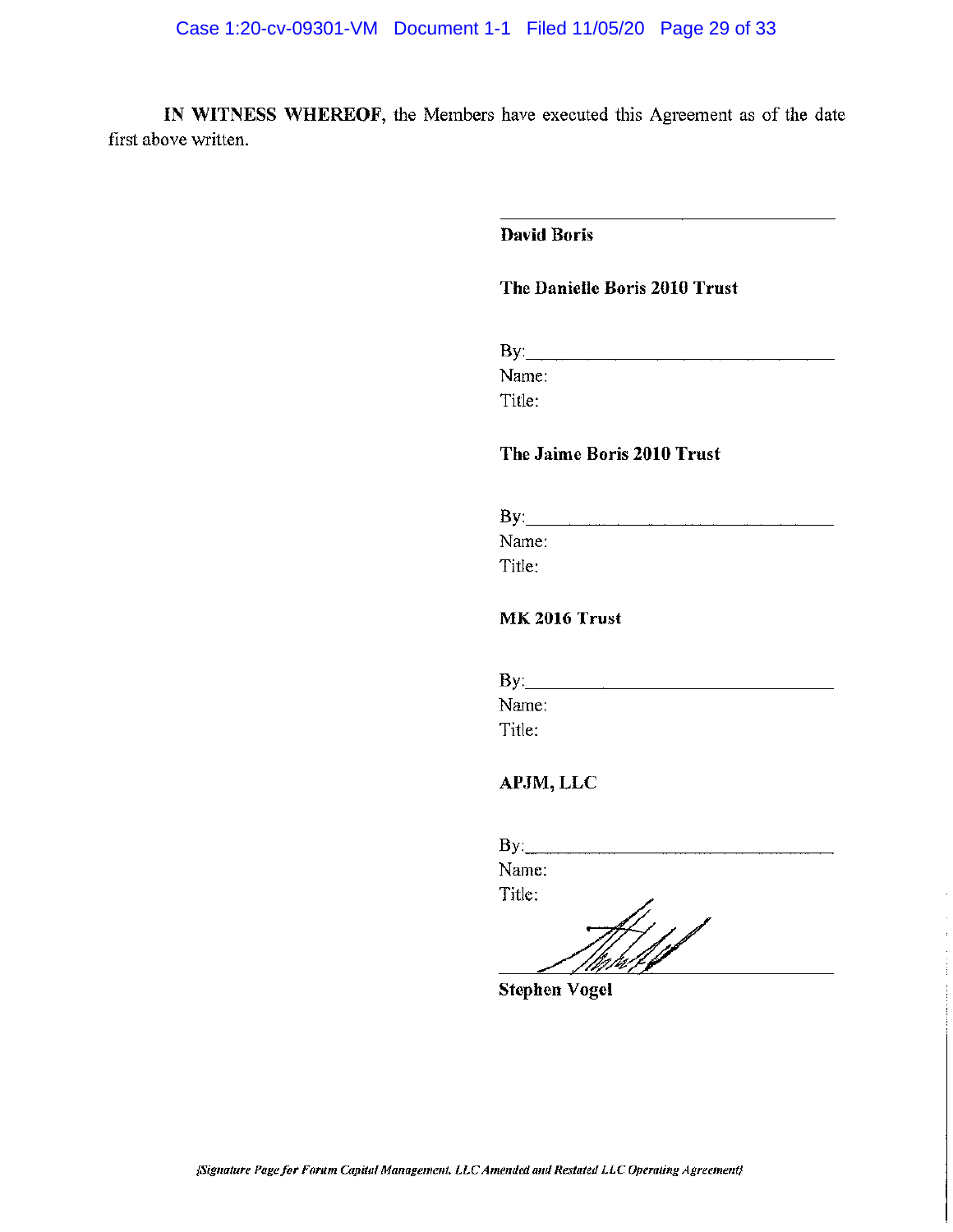**IN WITNESS WHEREOF**, the Members have executed this Agreement as of the date first above written.

\_\_\_\_\_\_\_\_\_\_\_\_\_\_\_\_\_\_\_\_\_\_\_\_\_\_\_\_\_\_\_\_\_\_\_\_
**David Boris**

**The Danielle Boris 2010 Trust**

By:\_\_\_\_\_\_\_\_\_\_\_\_\_\_\_\_\_\_\_\_\_\_\_\_\_\_\_\_\_\_\_\_\_\_
Name:
Title:

**The Jaime Boris 2010 Trust**

By:\_\_\_\_\_\_\_\_\_\_\_\_\_\_\_\_\_\_\_\_\_\_\_\_\_\_\_\_\_\_\_\_\_\_
Name:
Title:

**MK 2016 Trust**

By:\_\_\_\_\_\_\_\_\_\_\_\_\_\_\_\_\_\_\_\_\_\_\_\_\_\_\_\_\_\_\_\_\_\_
Name:
Title:

**APJM, LLC**

By:\_\_\_\_\_\_\_\_\_\_\_\_\_\_\_\_\_\_\_\_\_\_\_\_\_\_\_\_\_\_\_\_\_\_
Name:
Title:

\_\_\_\_\_\_\_\_\_\_\_\_\_\_\_\_\_\_\_\_\_\_\_\_\_\_\_\_\_\_\_\_\_\_\_\_
**Stephen Vogel**

*[Signature Page for Forum Capital Management, LLC Amended and Restated LLC Operating Agreement]*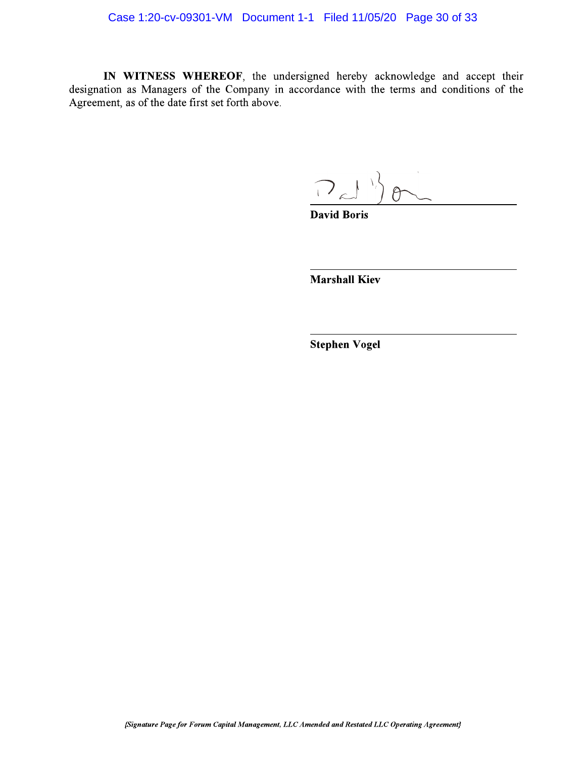**IN WITNESS WHEREOF**, the undersigned hereby acknowledge and accept their designation as Managers of the Company in accordance with the terms and conditions of the Agreement, as of the date first set forth above.

______________________________
**David Boris**

______________________________
**Marshall Kiev**

______________________________
**Stephen Vogel**

*{Signature Page for Forum Capital Management, LLC Amended and Restated LLC Operating Agreement}*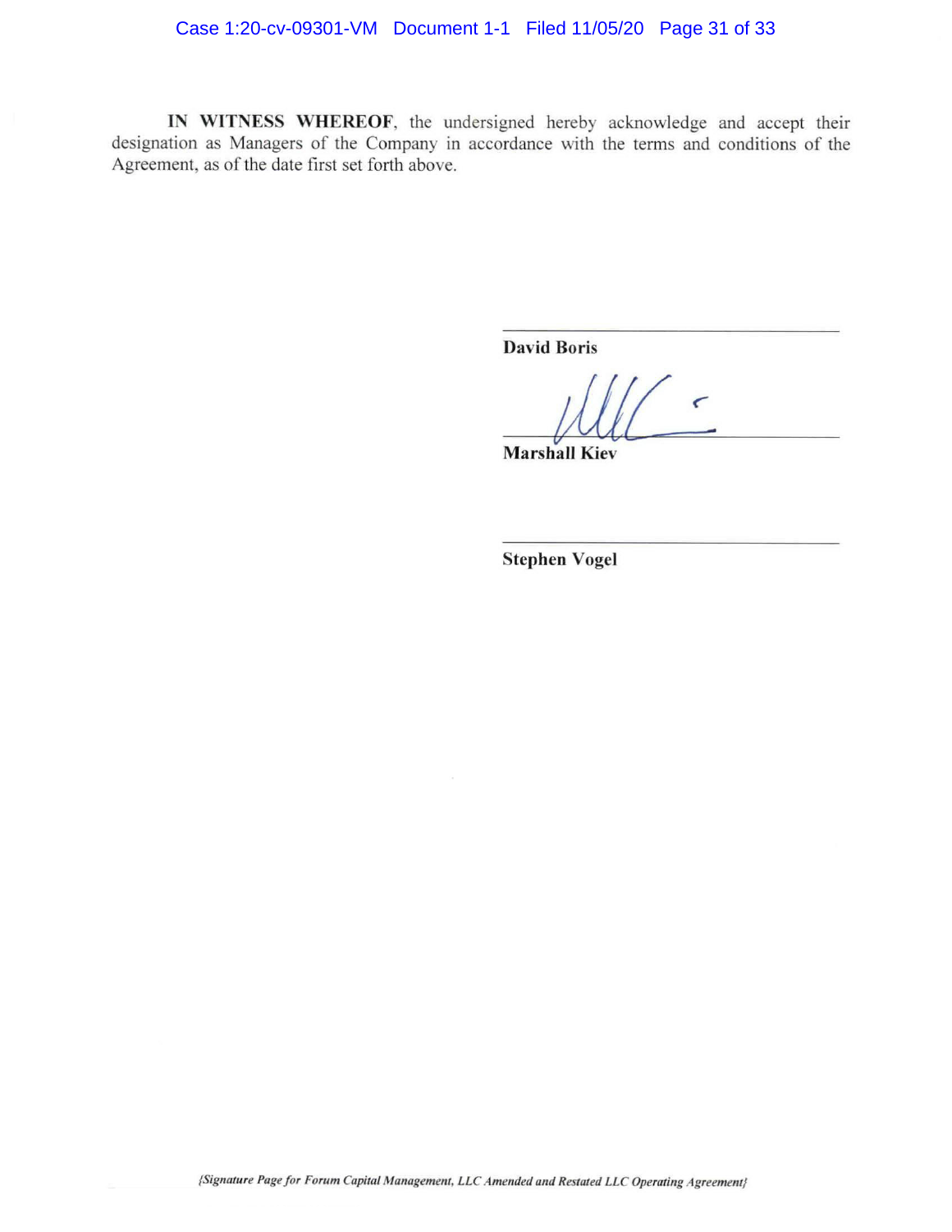**IN WITNESS WHEREOF**, the undersigned hereby acknowledge and accept their designation as Managers of the Company in accordance with the terms and conditions of the Agreement, as of the date first set forth above.

\_\_\_\_\_\_\_\_\_\_\_\_\_\_\_\_\_\_\_\_\_\_\_\_\_\_\_\_\_\_
**David Boris**

\_\_\_\_\_\_\_\_\_\_\_\_\_\_\_\_\_\_\_\_\_\_\_\_\_\_\_\_\_\_
**Marshall Kiev**

\_\_\_\_\_\_\_\_\_\_\_\_\_\_\_\_\_\_\_\_\_\_\_\_\_\_\_\_\_\_
**Stephen Vogel**

*{Signature Page for Forum Capital Management, LLC Amended and Restated LLC Operating Agreement}*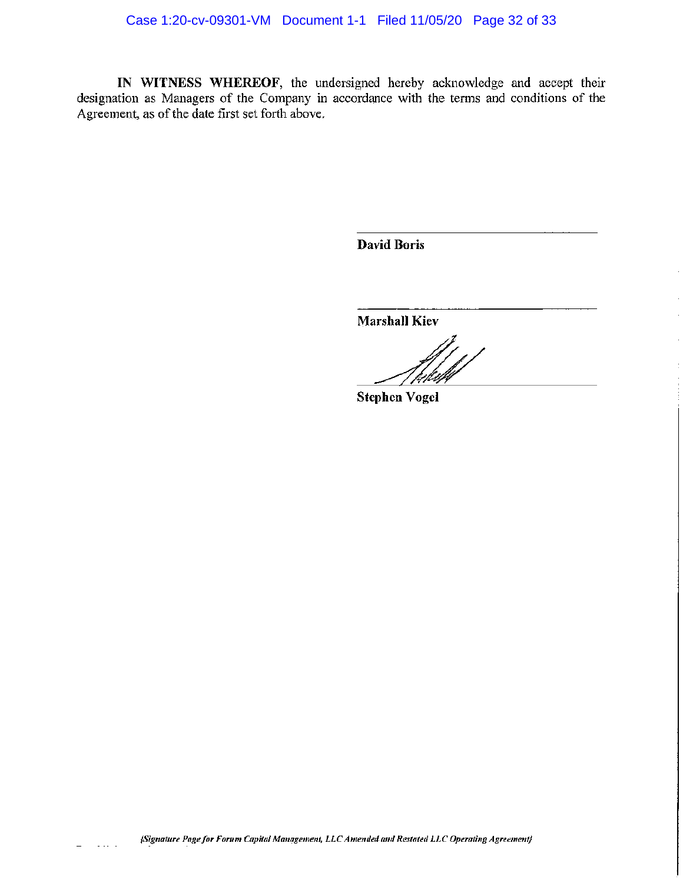**IN WITNESS WHEREOF**, the undersigned hereby acknowledge and accept their designation as Managers of the Company in accordance with the terms and conditions of the Agreement, as of the date first set forth above.

______________________________
**David Boris**

______________________________
**Marshall Kiev**

______________________________
**Stephen Vogel**

*{Signature Page for Forum Capital Management, LLC Amended and Restated LLC Operating Agreement}*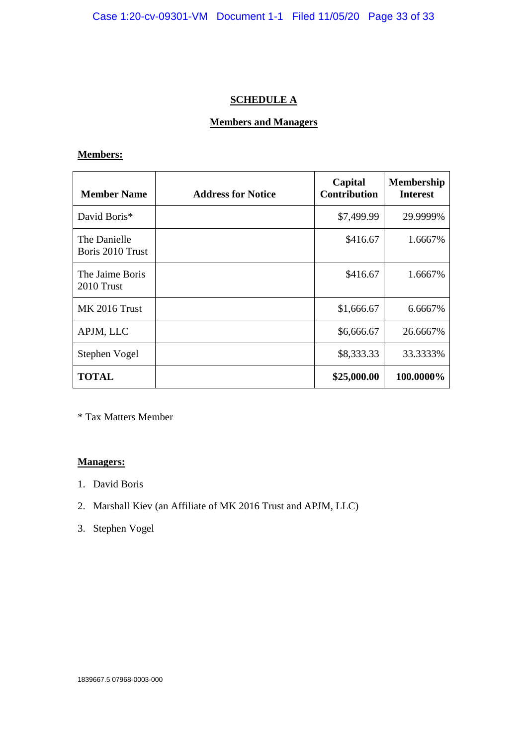# SCHEDULE A

## Members and Managers

**Members:**

| Member Name | Address for Notice | Capital Contribution | Membership Interest |
|---|---|---|---|
| David Boris* | | $7,499.99 | 29.9999% |
| The Danielle Boris 2010 Trust | | $416.67 | 1.6667% |
| The Jaime Boris 2010 Trust | | $416.67 | 1.6667% |
| MK 2016 Trust | | $1,666.67 | 6.6667% |
| APJM, LLC | | $6,666.67 | 26.6667% |
| Stephen Vogel | | $8,333.33 | 33.3333% |
| **TOTAL** | | **$25,000.00** | **100.0000%** |

* Tax Matters Member

**Managers:**

1. David Boris
2. Marshall Kiev (an Affiliate of MK 2016 Trust and APJM, LLC)
3. Stephen Vogel

1839667.5 07968-0003-000